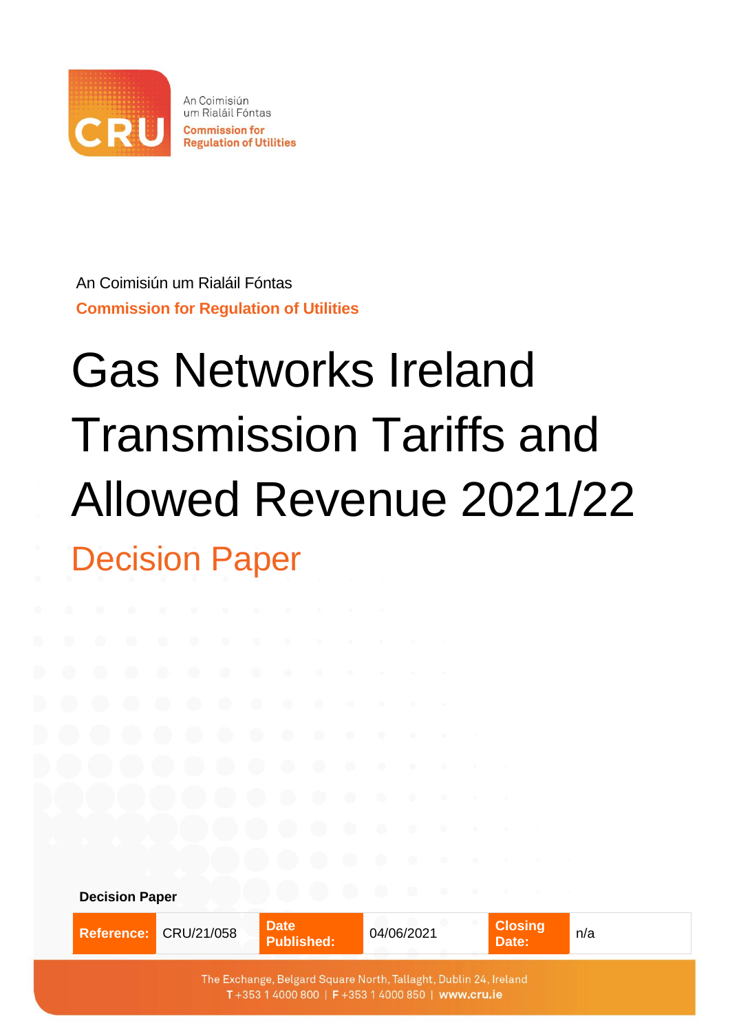An Coimisiún um Rialáil Fóntas

Commission for Regulation of Utilities

An Coimisiún um Rialáil Fóntas

**Commission for Regulation of Utilities**

# Gas Networks Ireland Transmission Tariffs and Allowed Revenue 2021/22

## Decision Paper

**Decision Paper**

| **Reference:** | CRU/21/058 | **Date Published:** | 04/06/2021 | **Closing Date:** | n/a |
|---|---|---|---|---|---|

The Exchange, Belgard Square North, Tallaght, Dublin 24, Ireland
T +353 1 4000 800 | F +353 1 4000 850 | www.cru.ie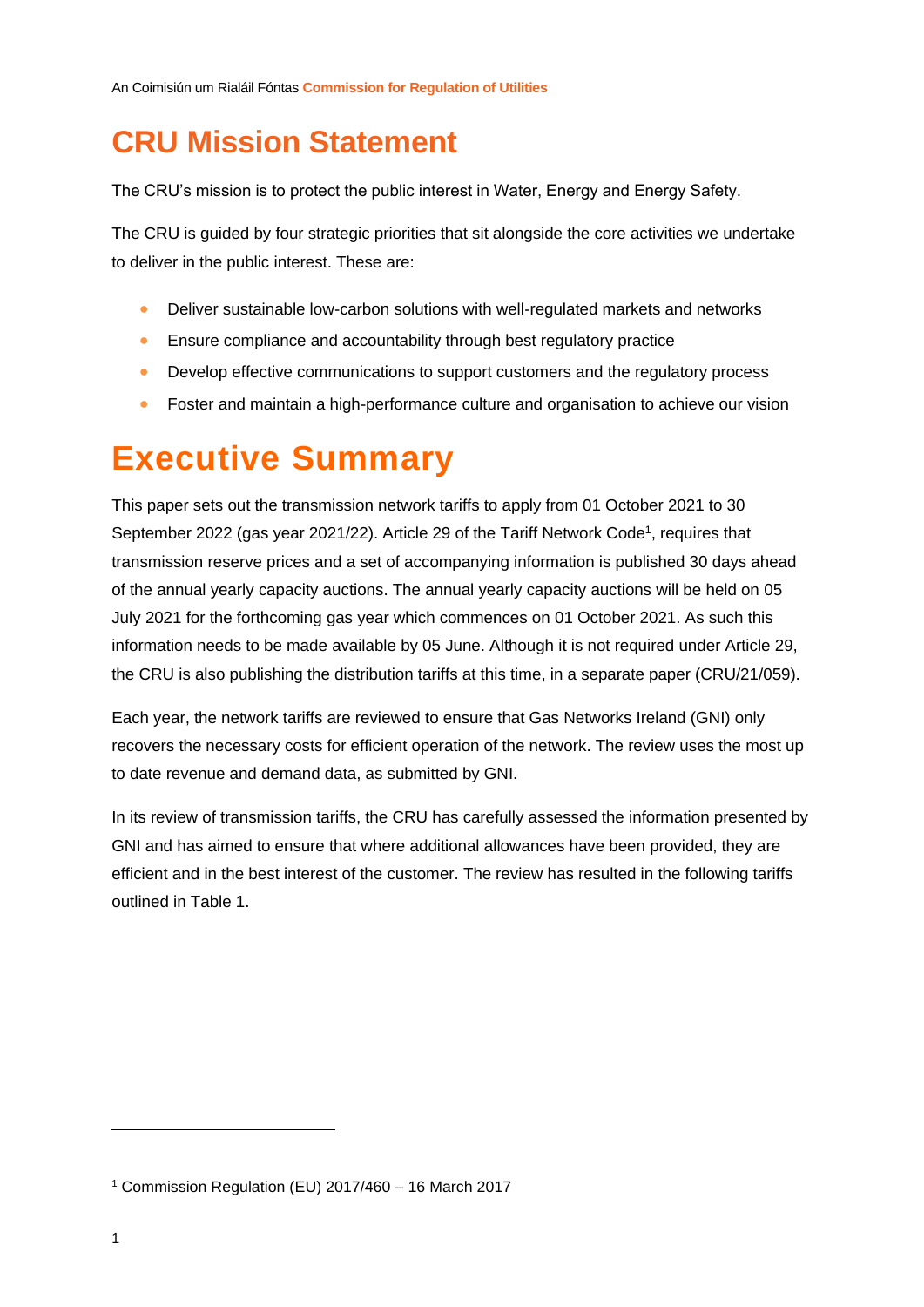# CRU Mission Statement

The CRU's mission is to protect the public interest in Water, Energy and Energy Safety.

The CRU is guided by four strategic priorities that sit alongside the core activities we undertake to deliver in the public interest. These are:

- Deliver sustainable low-carbon solutions with well-regulated markets and networks
- Ensure compliance and accountability through best regulatory practice
- Develop effective communications to support customers and the regulatory process
- Foster and maintain a high-performance culture and organisation to achieve our vision

# Executive Summary

This paper sets out the transmission network tariffs to apply from 01 October 2021 to 30 September 2022 (gas year 2021/22). Article 29 of the Tariff Network Code[1], requires that transmission reserve prices and a set of accompanying information is published 30 days ahead of the annual yearly capacity auctions. The annual yearly capacity auctions will be held on 05 July 2021 for the forthcoming gas year which commences on 01 October 2021. As such this information needs to be made available by 05 June. Although it is not required under Article 29, the CRU is also publishing the distribution tariffs at this time, in a separate paper (CRU/21/059).

Each year, the network tariffs are reviewed to ensure that Gas Networks Ireland (GNI) only recovers the necessary costs for efficient operation of the network. The review uses the most up to date revenue and demand data, as submitted by GNI.

In its review of transmission tariffs, the CRU has carefully assessed the information presented by GNI and has aimed to ensure that where additional allowances have been provided, they are efficient and in the best interest of the customer. The review has resulted in the following tariffs outlined in Table 1.

[1] Commission Regulation (EU) 2017/460 – 16 March 2017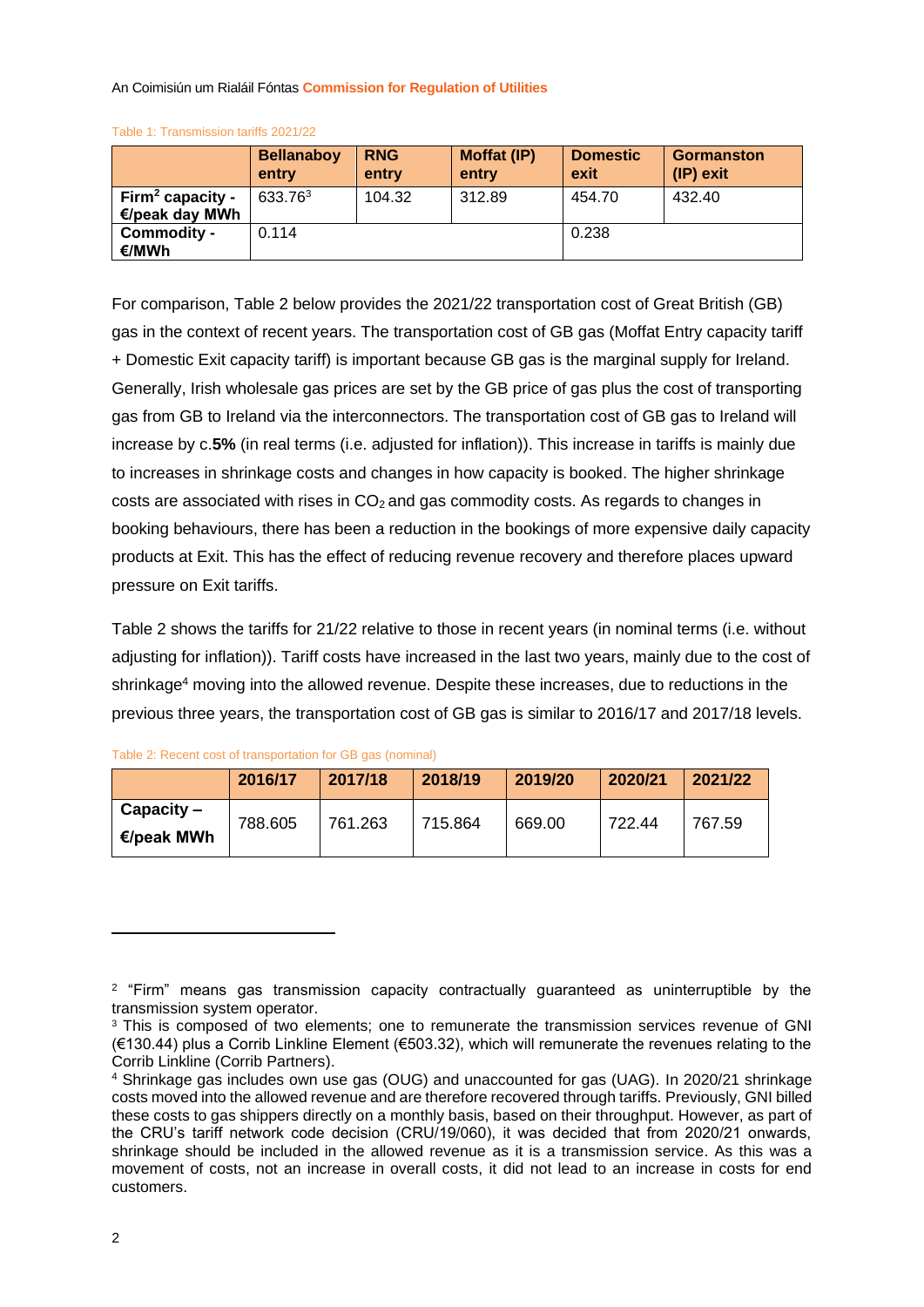Table 1: Transmission tariffs 2021/22

| | Bellanaboy entry | RNG entry | Moffat (IP) entry | Domestic exit | Gormanston (IP) exit |
|---|---|---|---|---|---|
| Firm[2] capacity - €/peak day MWh | 633.76[3] | 104.32 | 312.89 | 454.70 | 432.40 |
| Commodity - €/MWh | 0.114 | | | 0.238 | |

For comparison, Table 2 below provides the 2021/22 transportation cost of Great British (GB) gas in the context of recent years. The transportation cost of GB gas (Moffat Entry capacity tariff + Domestic Exit capacity tariff) is important because GB gas is the marginal supply for Ireland. Generally, Irish wholesale gas prices are set by the GB price of gas plus the cost of transporting gas from GB to Ireland via the interconnectors. The transportation cost of GB gas to Ireland will increase by c.**5%** (in real terms (i.e. adjusted for inflation)). This increase in tariffs is mainly due to increases in shrinkage costs and changes in how capacity is booked. The higher shrinkage costs are associated with rises in $CO_2$ and gas commodity costs. As regards to changes in booking behaviours, there has been a reduction in the bookings of more expensive daily capacity products at Exit. This has the effect of reducing revenue recovery and therefore places upward pressure on Exit tariffs.

Table 2 shows the tariffs for 21/22 relative to those in recent years (in nominal terms (i.e. without adjusting for inflation)). Tariff costs have increased in the last two years, mainly due to the cost of shrinkage[4] moving into the allowed revenue. Despite these increases, due to reductions in the previous three years, the transportation cost of GB gas is similar to 2016/17 and 2017/18 levels.

Table 2: Recent cost of transportation for GB gas (nominal)

| | 2016/17 | 2017/18 | 2018/19 | 2019/20 | 2020/21 | 2021/22 |
|---|---|---|---|---|---|---|
| Capacity – €/peak MWh | 788.605 | 761.263 | 715.864 | 669.00 | 722.44 | 767.59 |

[2] "Firm" means gas transmission capacity contractually guaranteed as uninterruptible by the transmission system operator.

[3] This is composed of two elements; one to remunerate the transmission services revenue of GNI (€130.44) plus a Corrib Linkline Element (€503.32), which will remunerate the revenues relating to the Corrib Linkline (Corrib Partners).

[4] Shrinkage gas includes own use gas (OUG) and unaccounted for gas (UAG). In 2020/21 shrinkage costs moved into the allowed revenue and are therefore recovered through tariffs. Previously, GNI billed these costs to gas shippers directly on a monthly basis, based on their throughput. However, as part of the CRU's tariff network code decision (CRU/19/060), it was decided that from 2020/21 onwards, shrinkage should be included in the allowed revenue as it is a transmission service. As this was a movement of costs, not an increase in overall costs, it did not lead to an increase in costs for end customers.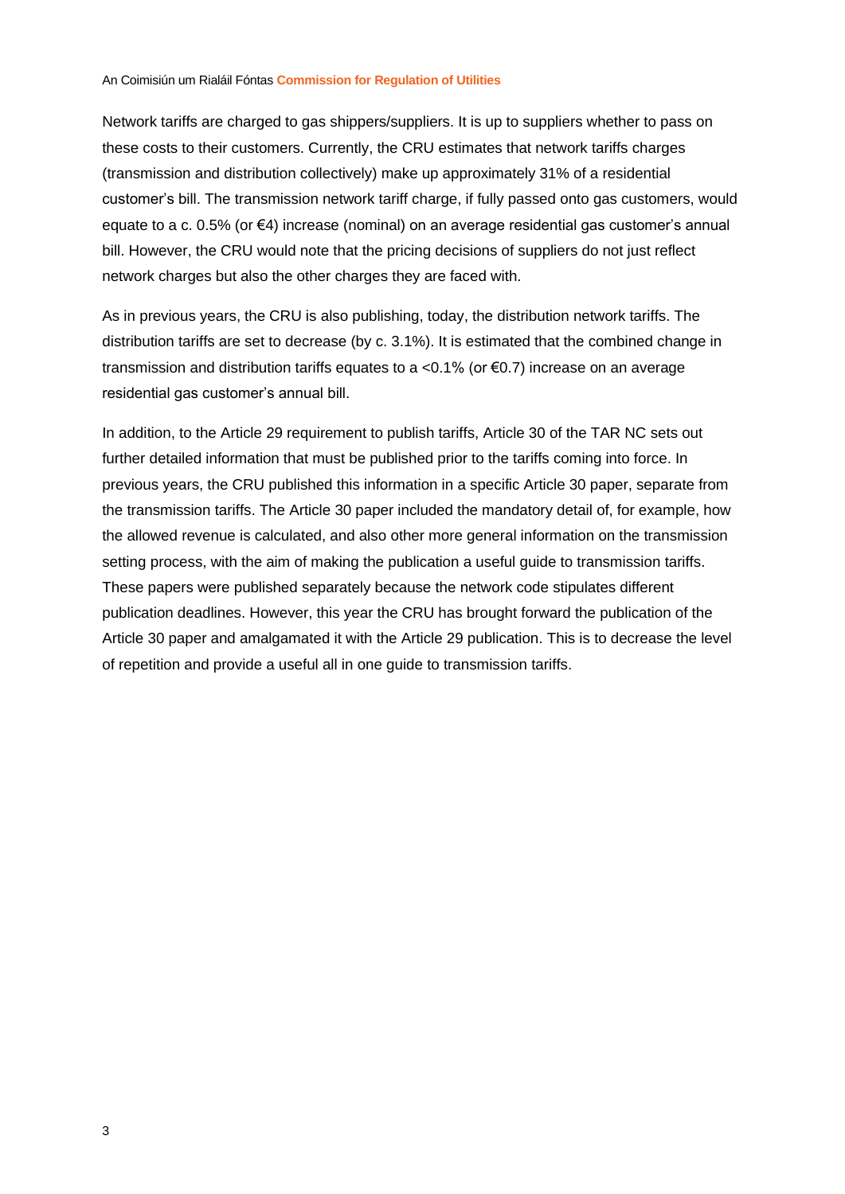Network tariffs are charged to gas shippers/suppliers. It is up to suppliers whether to pass on these costs to their customers. Currently, the CRU estimates that network tariffs charges (transmission and distribution collectively) make up approximately 31% of a residential customer's bill. The transmission network tariff charge, if fully passed onto gas customers, would equate to a c. 0.5% (or €4) increase (nominal) on an average residential gas customer's annual bill. However, the CRU would note that the pricing decisions of suppliers do not just reflect network charges but also the other charges they are faced with.

As in previous years, the CRU is also publishing, today, the distribution network tariffs. The distribution tariffs are set to decrease (by c. 3.1%). It is estimated that the combined change in transmission and distribution tariffs equates to a <0.1% (or €0.7) increase on an average residential gas customer's annual bill.

In addition, to the Article 29 requirement to publish tariffs, Article 30 of the TAR NC sets out further detailed information that must be published prior to the tariffs coming into force. In previous years, the CRU published this information in a specific Article 30 paper, separate from the transmission tariffs. The Article 30 paper included the mandatory detail of, for example, how the allowed revenue is calculated, and also other more general information on the transmission setting process, with the aim of making the publication a useful guide to transmission tariffs. These papers were published separately because the network code stipulates different publication deadlines. However, this year the CRU has brought forward the publication of the Article 30 paper and amalgamated it with the Article 29 publication. This is to decrease the level of repetition and provide a useful all in one guide to transmission tariffs.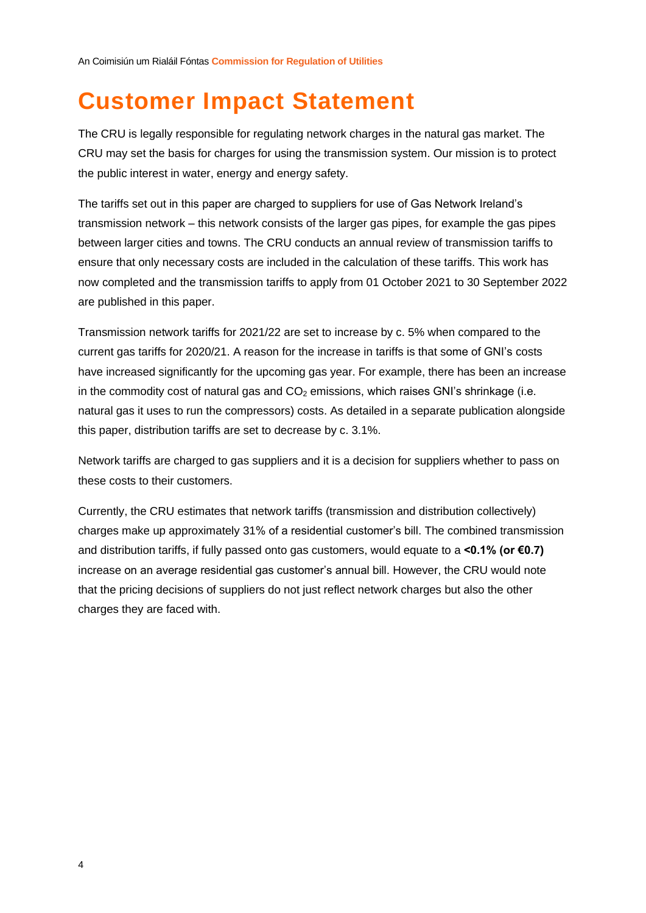# Customer Impact Statement

The CRU is legally responsible for regulating network charges in the natural gas market. The CRU may set the basis for charges for using the transmission system. Our mission is to protect the public interest in water, energy and energy safety.

The tariffs set out in this paper are charged to suppliers for use of Gas Network Ireland's transmission network – this network consists of the larger gas pipes, for example the gas pipes between larger cities and towns. The CRU conducts an annual review of transmission tariffs to ensure that only necessary costs are included in the calculation of these tariffs. This work has now completed and the transmission tariffs to apply from 01 October 2021 to 30 September 2022 are published in this paper.

Transmission network tariffs for 2021/22 are set to increase by c. 5% when compared to the current gas tariffs for 2020/21. A reason for the increase in tariffs is that some of GNI's costs have increased significantly for the upcoming gas year. For example, there has been an increase in the commodity cost of natural gas and $CO_2$ emissions, which raises GNI's shrinkage (i.e. natural gas it uses to run the compressors) costs. As detailed in a separate publication alongside this paper, distribution tariffs are set to decrease by c. 3.1%.

Network tariffs are charged to gas suppliers and it is a decision for suppliers whether to pass on these costs to their customers.

Currently, the CRU estimates that network tariffs (transmission and distribution collectively) charges make up approximately 31% of a residential customer's bill. The combined transmission and distribution tariffs, if fully passed onto gas customers, would equate to a **<0.1% (or €0.7)** increase on an average residential gas customer's annual bill. However, the CRU would note that the pricing decisions of suppliers do not just reflect network charges but also the other charges they are faced with.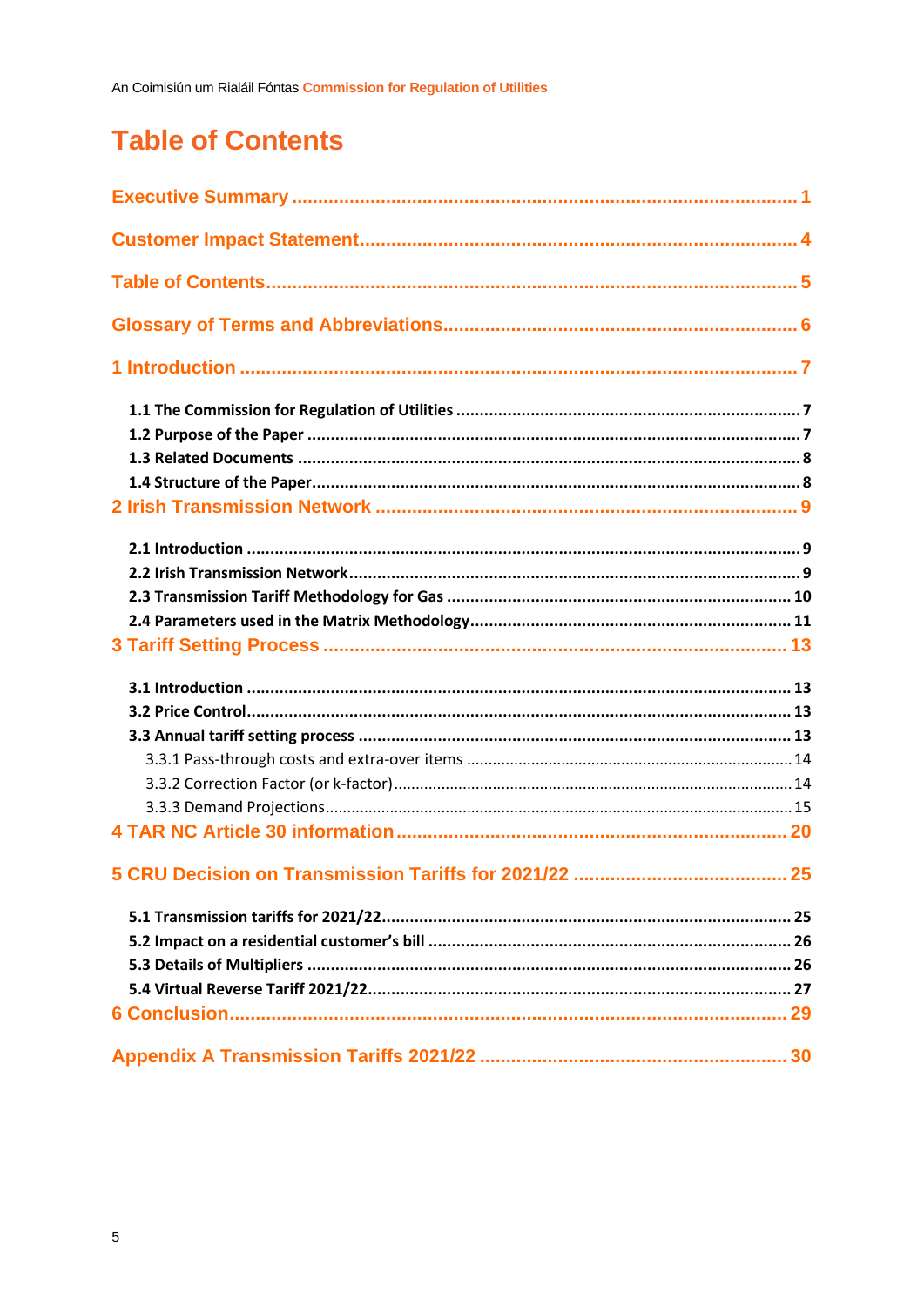# Table of Contents

**Executive Summary** ........................................................................................ 1

**Customer Impact Statement** ........................................................................... 4

**Table of Contents** ........................................................................................... 5

**Glossary of Terms and Abbreviations** ............................................................ 6

**1 Introduction** .................................................................................................. 7

- **1.1 The Commission for Regulation of Utilities** ............................................. 7
- **1.2 Purpose of the Paper** ................................................................................ 7
- **1.3 Related Documents** ................................................................................... 8
- **1.4 Structure of the Paper** ............................................................................... 8

**2 Irish Transmission Network** ........................................................................... 9

- **2.1 Introduction** ................................................................................................ 9
- **2.2 Irish Transmission Network** ....................................................................... 9
- **2.3 Transmission Tariff Methodology for Gas** ................................................. 10
- **2.4 Parameters used in the Matrix Methodology** ............................................. 11

**3 Tariff Setting Process** .................................................................................... 13

- **3.1 Introduction** ................................................................................................ 13
- **3.2 Price Control** ............................................................................................... 13
- **3.3 Annual tariff setting process** ....................................................................... 13
  - 3.3.1 Pass-through costs and extra-over items ................................................ 14
  - 3.3.2 Correction Factor (or k-factor) ................................................................. 14
  - 3.3.3 Demand Projections ................................................................................. 15

**4 TAR NC Article 30 information** ....................................................................... 20

**5 CRU Decision on Transmission Tariffs for 2021/22** ........................................ 25

- **5.1 Transmission tariffs for 2021/22** ................................................................. 25
- **5.2 Impact on a residential customer's bill** ....................................................... 26
- **5.3 Details of Multipliers** ................................................................................... 26
- **5.4 Virtual Reverse Tariff 2021/22** .................................................................... 27

**6 Conclusion** ........................................................................................................ 29

**Appendix A Transmission Tariffs 2021/22** ......................................................... 30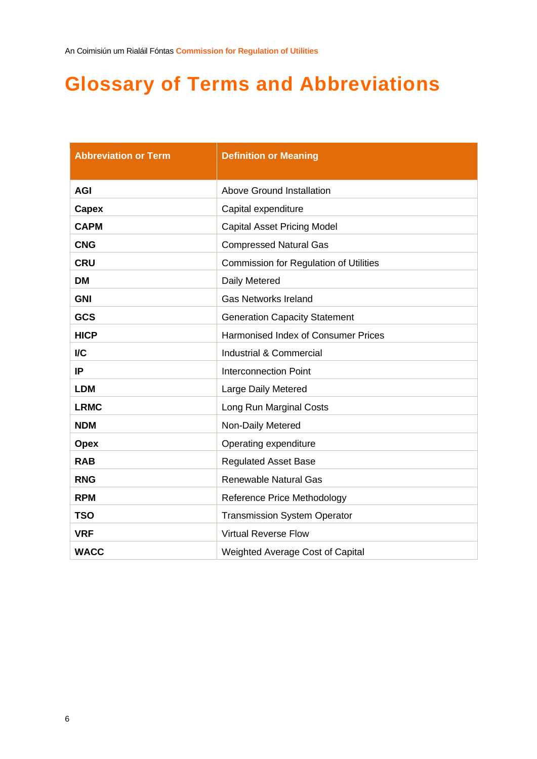# Glossary of Terms and Abbreviations

| Abbreviation or Term | Definition or Meaning |
|---|---|
| **AGI** | Above Ground Installation |
| **Capex** | Capital expenditure |
| **CAPM** | Capital Asset Pricing Model |
| **CNG** | Compressed Natural Gas |
| **CRU** | Commission for Regulation of Utilities |
| **DM** | Daily Metered |
| **GNI** | Gas Networks Ireland |
| **GCS** | Generation Capacity Statement |
| **HICP** | Harmonised Index of Consumer Prices |
| **I/C** | Industrial & Commercial |
| **IP** | Interconnection Point |
| **LDM** | Large Daily Metered |
| **LRMC** | Long Run Marginal Costs |
| **NDM** | Non-Daily Metered |
| **Opex** | Operating expenditure |
| **RAB** | Regulated Asset Base |
| **RNG** | Renewable Natural Gas |
| **RPM** | Reference Price Methodology |
| **TSO** | Transmission System Operator |
| **VRF** | Virtual Reverse Flow |
| **WACC** | Weighted Average Cost of Capital |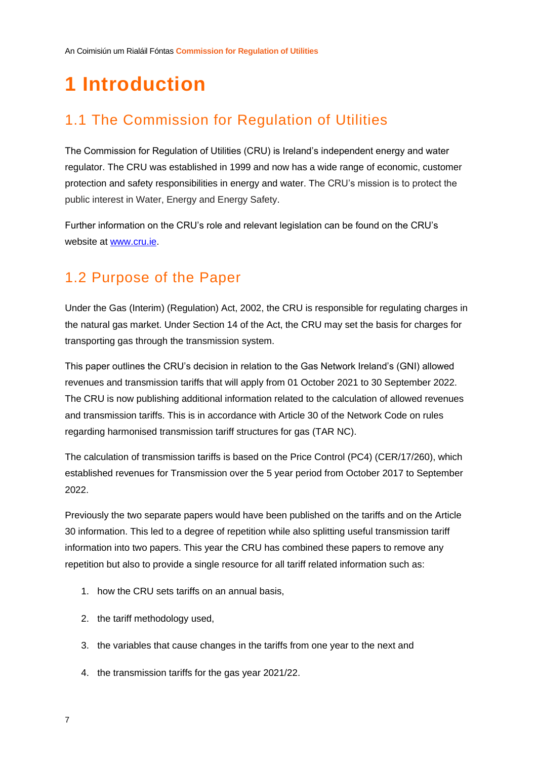# 1 Introduction

## 1.1 The Commission for Regulation of Utilities

The Commission for Regulation of Utilities (CRU) is Ireland's independent energy and water regulator. The CRU was established in 1999 and now has a wide range of economic, customer protection and safety responsibilities in energy and water. The CRU's mission is to protect the public interest in Water, Energy and Energy Safety.

Further information on the CRU's role and relevant legislation can be found on the CRU's website at www.cru.ie.

## 1.2 Purpose of the Paper

Under the Gas (Interim) (Regulation) Act, 2002, the CRU is responsible for regulating charges in the natural gas market. Under Section 14 of the Act, the CRU may set the basis for charges for transporting gas through the transmission system.

This paper outlines the CRU's decision in relation to the Gas Network Ireland's (GNI) allowed revenues and transmission tariffs that will apply from 01 October 2021 to 30 September 2022. The CRU is now publishing additional information related to the calculation of allowed revenues and transmission tariffs. This is in accordance with Article 30 of the Network Code on rules regarding harmonised transmission tariff structures for gas (TAR NC).

The calculation of transmission tariffs is based on the Price Control (PC4) (CER/17/260), which established revenues for Transmission over the 5 year period from October 2017 to September 2022.

Previously the two separate papers would have been published on the tariffs and on the Article 30 information. This led to a degree of repetition while also splitting useful transmission tariff information into two papers. This year the CRU has combined these papers to remove any repetition but also to provide a single resource for all tariff related information such as:

1. how the CRU sets tariffs on an annual basis,
2. the tariff methodology used,
3. the variables that cause changes in the tariffs from one year to the next and
4. the transmission tariffs for the gas year 2021/22.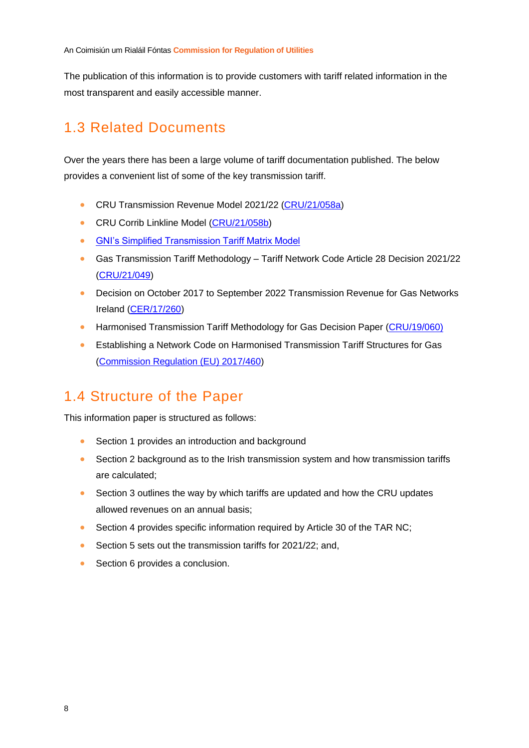The publication of this information is to provide customers with tariff related information in the most transparent and easily accessible manner.

## 1.3 Related Documents

Over the years there has been a large volume of tariff documentation published. The below provides a convenient list of some of the key transmission tariff.

- CRU Transmission Revenue Model 2021/22 (CRU/21/058a)
- CRU Corrib Linkline Model (CRU/21/058b)
- GNI's Simplified Transmission Tariff Matrix Model
- Gas Transmission Tariff Methodology – Tariff Network Code Article 28 Decision 2021/22 (CRU/21/049)
- Decision on October 2017 to September 2022 Transmission Revenue for Gas Networks Ireland (CER/17/260)
- Harmonised Transmission Tariff Methodology for Gas Decision Paper (CRU/19/060)
- Establishing a Network Code on Harmonised Transmission Tariff Structures for Gas (Commission Regulation (EU) 2017/460)

## 1.4 Structure of the Paper

This information paper is structured as follows:

- Section 1 provides an introduction and background
- Section 2 background as to the Irish transmission system and how transmission tariffs are calculated;
- Section 3 outlines the way by which tariffs are updated and how the CRU updates allowed revenues on an annual basis;
- Section 4 provides specific information required by Article 30 of the TAR NC;
- Section 5 sets out the transmission tariffs for 2021/22; and,
- Section 6 provides a conclusion.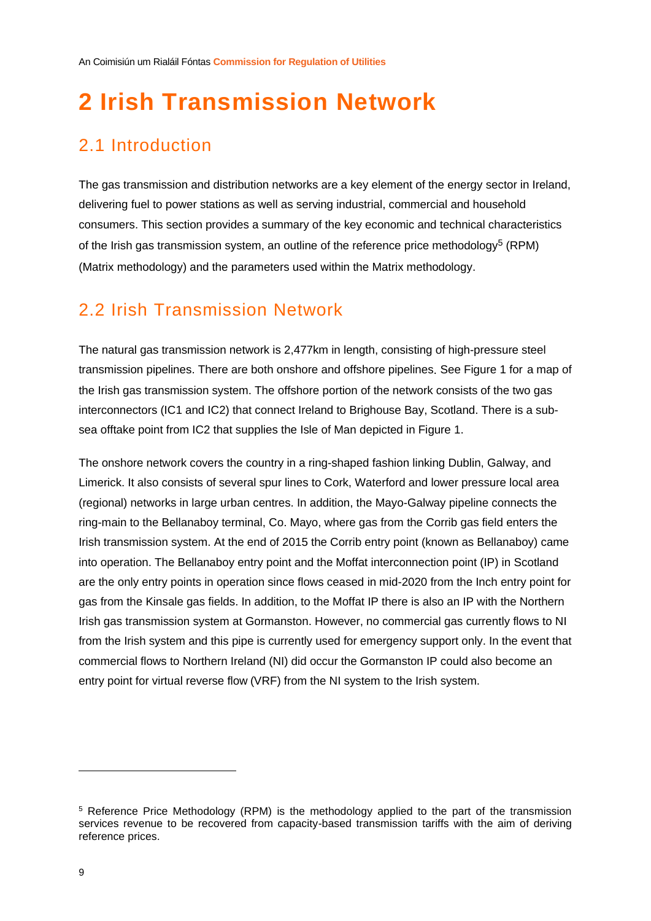# 2 Irish Transmission Network

## 2.1 Introduction

The gas transmission and distribution networks are a key element of the energy sector in Ireland, delivering fuel to power stations as well as serving industrial, commercial and household consumers. This section provides a summary of the key economic and technical characteristics of the Irish gas transmission system, an outline of the reference price methodology[5] (RPM) (Matrix methodology) and the parameters used within the Matrix methodology.

## 2.2 Irish Transmission Network

The natural gas transmission network is 2,477km in length, consisting of high-pressure steel transmission pipelines. There are both onshore and offshore pipelines. See Figure 1 for a map of the Irish gas transmission system. The offshore portion of the network consists of the two gas interconnectors (IC1 and IC2) that connect Ireland to Brighouse Bay, Scotland. There is a sub-sea offtake point from IC2 that supplies the Isle of Man depicted in Figure 1.

The onshore network covers the country in a ring-shaped fashion linking Dublin, Galway, and Limerick. It also consists of several spur lines to Cork, Waterford and lower pressure local area (regional) networks in large urban centres. In addition, the Mayo-Galway pipeline connects the ring-main to the Bellanaboy terminal, Co. Mayo, where gas from the Corrib gas field enters the Irish transmission system. At the end of 2015 the Corrib entry point (known as Bellanaboy) came into operation. The Bellanaboy entry point and the Moffat interconnection point (IP) in Scotland are the only entry points in operation since flows ceased in mid-2020 from the Inch entry point for gas from the Kinsale gas fields. In addition, to the Moffat IP there is also an IP with the Northern Irish gas transmission system at Gormanston. However, no commercial gas currently flows to NI from the Irish system and this pipe is currently used for emergency support only. In the event that commercial flows to Northern Ireland (NI) did occur the Gormanston IP could also become an entry point for virtual reverse flow (VRF) from the NI system to the Irish system.

---

[5] Reference Price Methodology (RPM) is the methodology applied to the part of the transmission services revenue to be recovered from capacity-based transmission tariffs with the aim of deriving reference prices.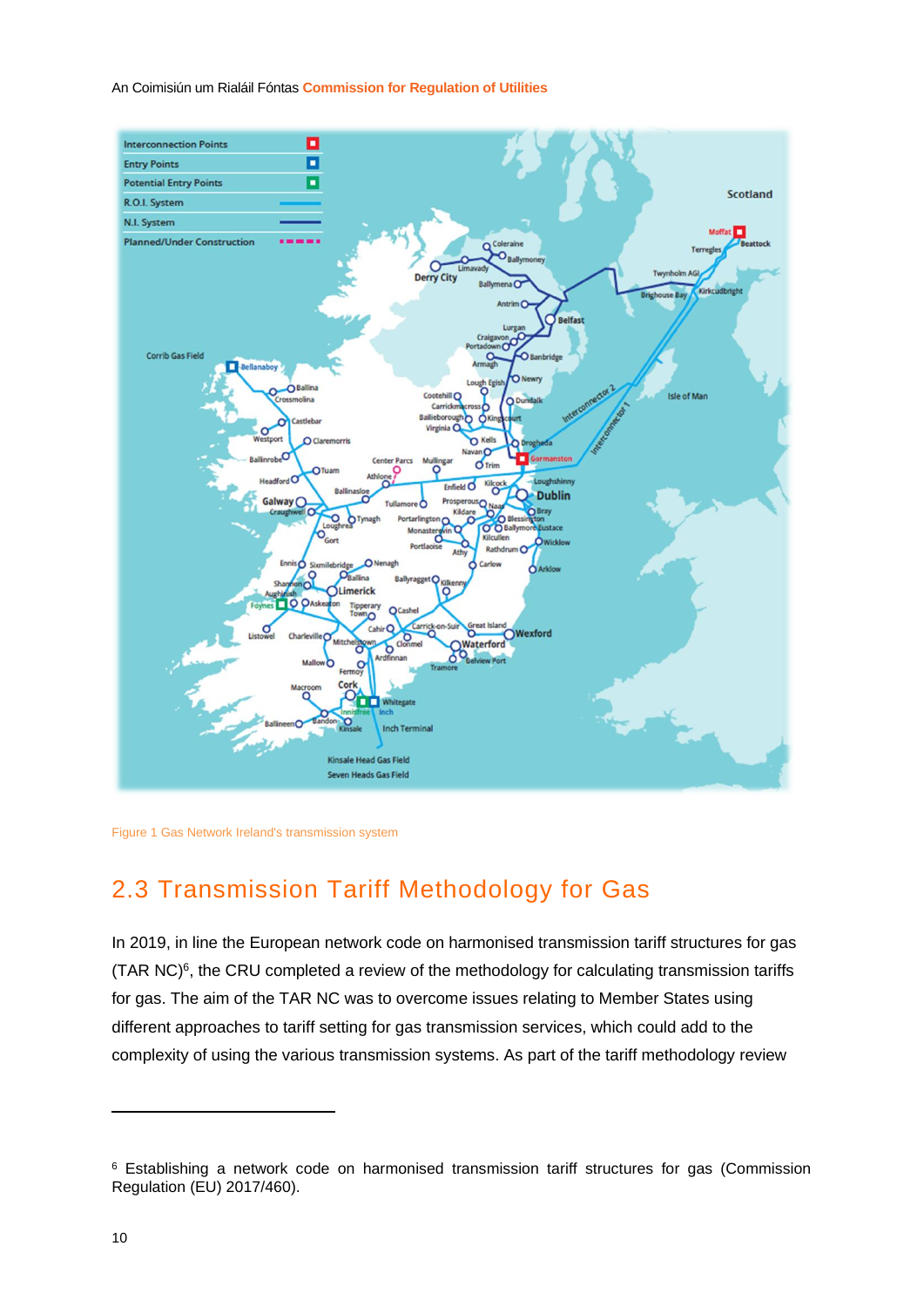Figure 1 Gas Network Ireland's transmission system

## 2.3 Transmission Tariff Methodology for Gas

In 2019, in line the European network code on harmonised transmission tariff structures for gas (TAR NC)[6], the CRU completed a review of the methodology for calculating transmission tariffs for gas. The aim of the TAR NC was to overcome issues relating to Member States using different approaches to tariff setting for gas transmission services, which could add to the complexity of using the various transmission systems. As part of the tariff methodology review

---

[6] Establishing a network code on harmonised transmission tariff structures for gas (Commission Regulation (EU) 2017/460).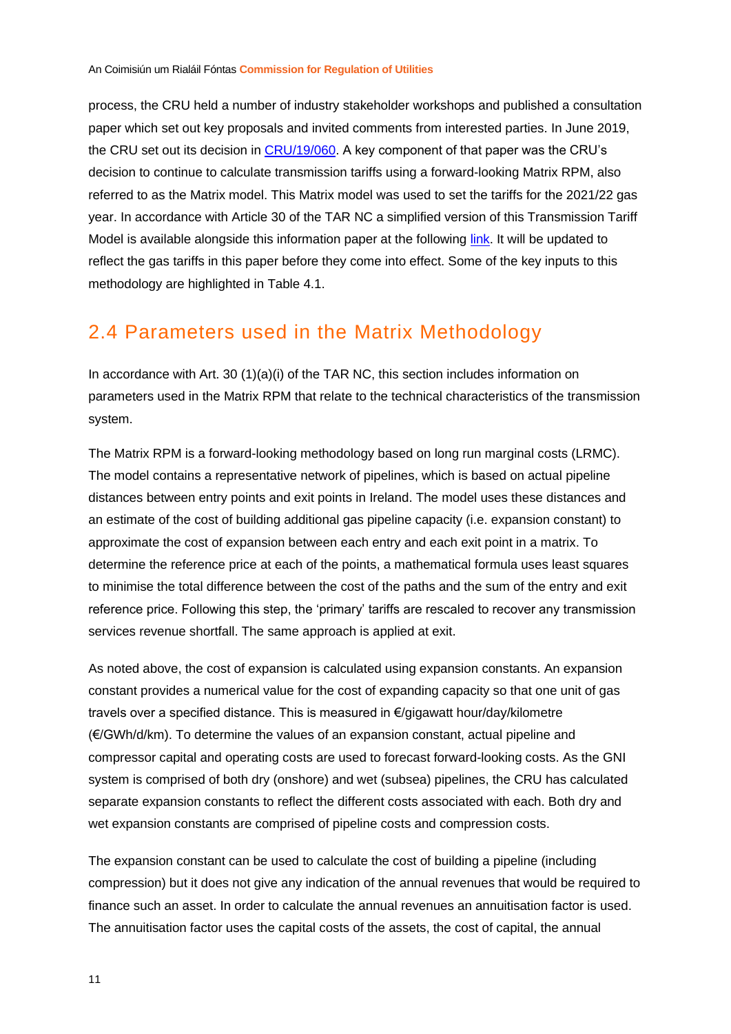process, the CRU held a number of industry stakeholder workshops and published a consultation paper which set out key proposals and invited comments from interested parties. In June 2019, the CRU set out its decision in [CRU/19/060](CRU/19/060). A key component of that paper was the CRU's decision to continue to calculate transmission tariffs using a forward-looking Matrix RPM, also referred to as the Matrix model. This Matrix model was used to set the tariffs for the 2021/22 gas year. In accordance with Article 30 of the TAR NC a simplified version of this Transmission Tariff Model is available alongside this information paper at the following link. It will be updated to reflect the gas tariffs in this paper before they come into effect. Some of the key inputs to this methodology are highlighted in Table 4.1.

## 2.4 Parameters used in the Matrix Methodology

In accordance with Art. 30 (1)(a)(i) of the TAR NC, this section includes information on parameters used in the Matrix RPM that relate to the technical characteristics of the transmission system.

The Matrix RPM is a forward-looking methodology based on long run marginal costs (LRMC). The model contains a representative network of pipelines, which is based on actual pipeline distances between entry points and exit points in Ireland. The model uses these distances and an estimate of the cost of building additional gas pipeline capacity (i.e. expansion constant) to approximate the cost of expansion between each entry and each exit point in a matrix. To determine the reference price at each of the points, a mathematical formula uses least squares to minimise the total difference between the cost of the paths and the sum of the entry and exit reference price. Following this step, the 'primary' tariffs are rescaled to recover any transmission services revenue shortfall. The same approach is applied at exit.

As noted above, the cost of expansion is calculated using expansion constants. An expansion constant provides a numerical value for the cost of expanding capacity so that one unit of gas travels over a specified distance. This is measured in €/gigawatt hour/day/kilometre (€/GWh/d/km). To determine the values of an expansion constant, actual pipeline and compressor capital and operating costs are used to forecast forward-looking costs. As the GNI system is comprised of both dry (onshore) and wet (subsea) pipelines, the CRU has calculated separate expansion constants to reflect the different costs associated with each. Both dry and wet expansion constants are comprised of pipeline costs and compression costs.

The expansion constant can be used to calculate the cost of building a pipeline (including compression) but it does not give any indication of the annual revenues that would be required to finance such an asset. In order to calculate the annual revenues an annuitisation factor is used. The annuitisation factor uses the capital costs of the assets, the cost of capital, the annual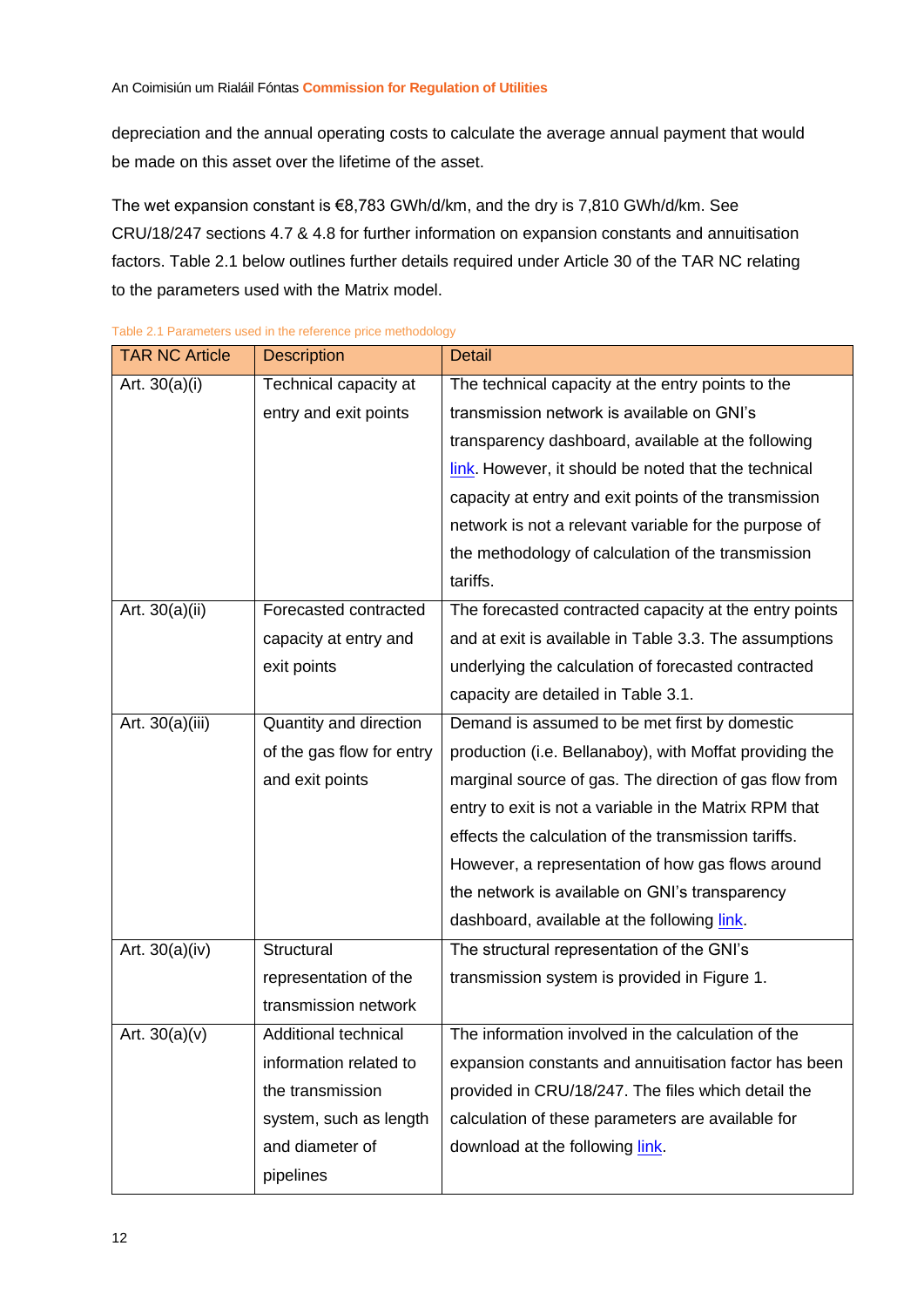depreciation and the annual operating costs to calculate the average annual payment that would be made on this asset over the lifetime of the asset.

The wet expansion constant is €8,783 GWh/d/km, and the dry is 7,810 GWh/d/km. See CRU/18/247 sections 4.7 & 4.8 for further information on expansion constants and annuitisation factors. Table 2.1 below outlines further details required under Article 30 of the TAR NC relating to the parameters used with the Matrix model.

Table 2.1 Parameters used in the reference price methodology

| TAR NC Article | Description | Detail |
|---|---|---|
| Art. 30(a)(i) | Technical capacity at entry and exit points | The technical capacity at the entry points to the transmission network is available on GNI's transparency dashboard, available at the following link. However, it should be noted that the technical capacity at entry and exit points of the transmission network is not a relevant variable for the purpose of the methodology of calculation of the transmission tariffs. |
| Art. 30(a)(ii) | Forecasted contracted capacity at entry and exit points | The forecasted contracted capacity at the entry points and at exit is available in Table 3.3. The assumptions underlying the calculation of forecasted contracted capacity are detailed in Table 3.1. |
| Art. 30(a)(iii) | Quantity and direction of the gas flow for entry and exit points | Demand is assumed to be met first by domestic production (i.e. Bellanaboy), with Moffat providing the marginal source of gas. The direction of gas flow from entry to exit is not a variable in the Matrix RPM that effects the calculation of the transmission tariffs. However, a representation of how gas flows around the network is available on GNI's transparency dashboard, available at the following link. |
| Art. 30(a)(iv) | Structural representation of the transmission network | The structural representation of the GNI's transmission system is provided in Figure 1. |
| Art. 30(a)(v) | Additional technical information related to the transmission system, such as length and diameter of pipelines | The information involved in the calculation of the expansion constants and annuitisation factor has been provided in CRU/18/247. The files which detail the calculation of these parameters are available for download at the following link. |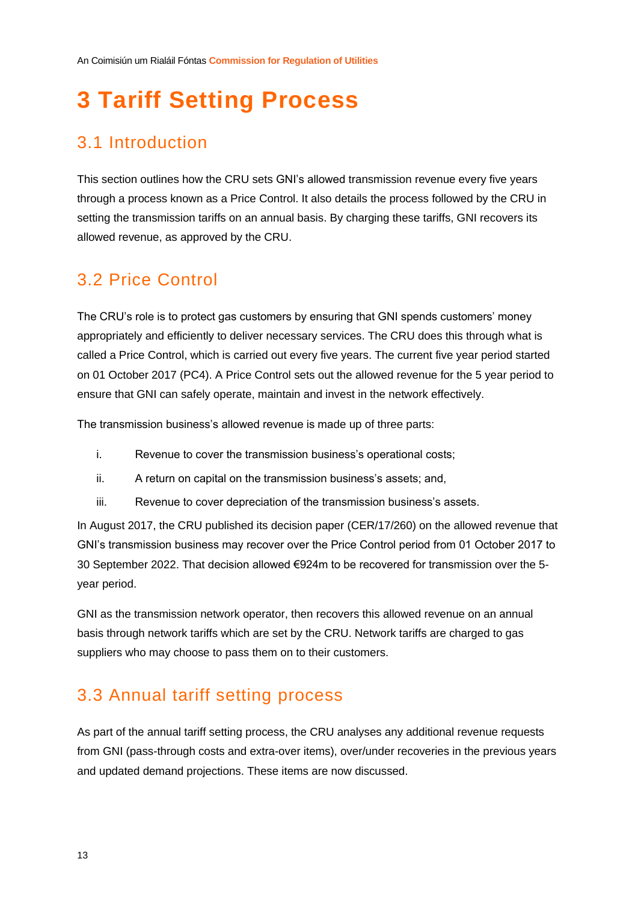# 3 Tariff Setting Process

## 3.1 Introduction

This section outlines how the CRU sets GNI's allowed transmission revenue every five years through a process known as a Price Control. It also details the process followed by the CRU in setting the transmission tariffs on an annual basis. By charging these tariffs, GNI recovers its allowed revenue, as approved by the CRU.

## 3.2 Price Control

The CRU's role is to protect gas customers by ensuring that GNI spends customers' money appropriately and efficiently to deliver necessary services. The CRU does this through what is called a Price Control, which is carried out every five years. The current five year period started on 01 October 2017 (PC4). A Price Control sets out the allowed revenue for the 5 year period to ensure that GNI can safely operate, maintain and invest in the network effectively.

The transmission business's allowed revenue is made up of three parts:

i. Revenue to cover the transmission business's operational costs;

ii. A return on capital on the transmission business's assets; and,

iii. Revenue to cover depreciation of the transmission business's assets.

In August 2017, the CRU published its decision paper (CER/17/260) on the allowed revenue that GNI's transmission business may recover over the Price Control period from 01 October 2017 to 30 September 2022. That decision allowed €924m to be recovered for transmission over the 5-year period.

GNI as the transmission network operator, then recovers this allowed revenue on an annual basis through network tariffs which are set by the CRU. Network tariffs are charged to gas suppliers who may choose to pass them on to their customers.

## 3.3 Annual tariff setting process

As part of the annual tariff setting process, the CRU analyses any additional revenue requests from GNI (pass-through costs and extra-over items), over/under recoveries in the previous years and updated demand projections. These items are now discussed.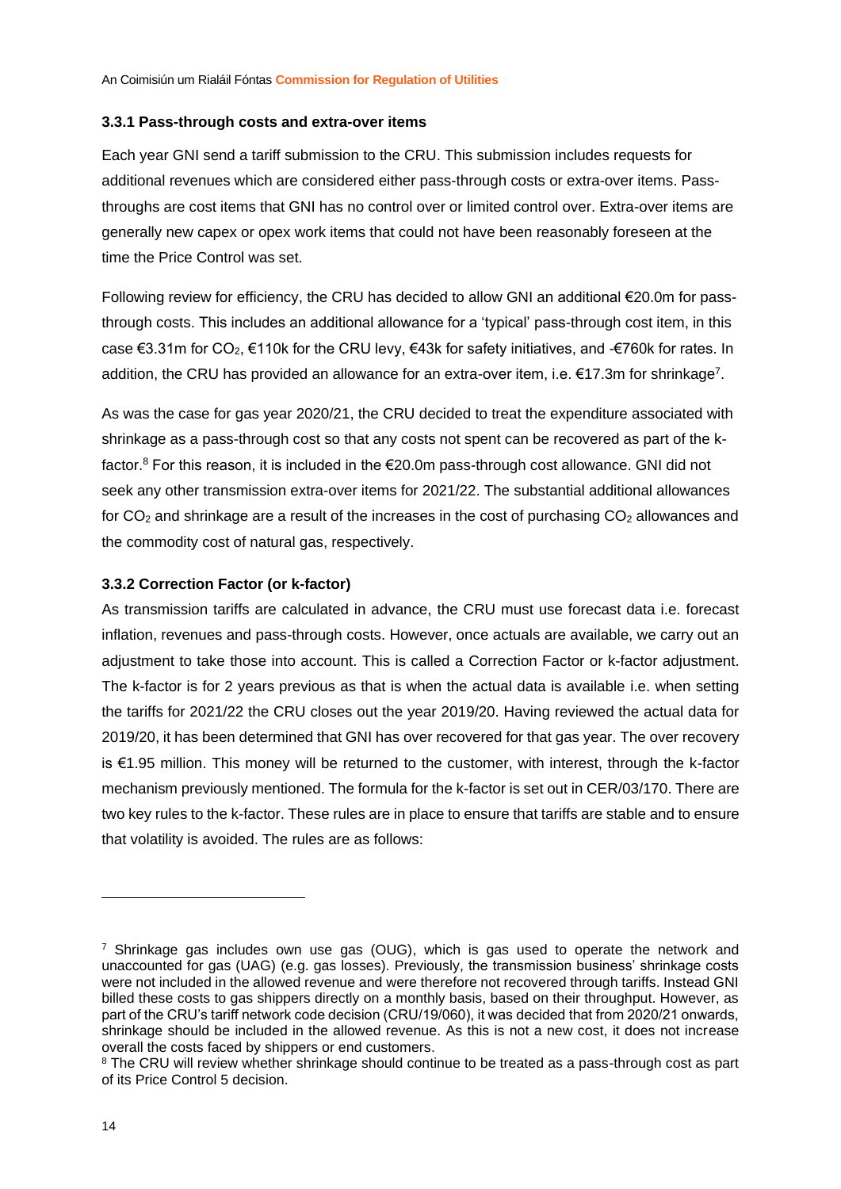### 3.3.1 Pass-through costs and extra-over items

Each year GNI send a tariff submission to the CRU. This submission includes requests for additional revenues which are considered either pass-through costs or extra-over items. Pass-throughs are cost items that GNI has no control over or limited control over. Extra-over items are generally new capex or opex work items that could not have been reasonably foreseen at the time the Price Control was set.

Following review for efficiency, the CRU has decided to allow GNI an additional €20.0m for pass-through costs. This includes an additional allowance for a 'typical' pass-through cost item, in this case €3.31m for $CO_2$, €110k for the CRU levy, €43k for safety initiatives, and -€760k for rates. In addition, the CRU has provided an allowance for an extra-over item, i.e. €17.3m for shrinkage[7].

As was the case for gas year 2020/21, the CRU decided to treat the expenditure associated with shrinkage as a pass-through cost so that any costs not spent can be recovered as part of the k-factor.[8] For this reason, it is included in the €20.0m pass-through cost allowance. GNI did not seek any other transmission extra-over items for 2021/22. The substantial additional allowances for $CO_2$ and shrinkage are a result of the increases in the cost of purchasing $CO_2$ allowances and the commodity cost of natural gas, respectively.

### 3.3.2 Correction Factor (or k-factor)

As transmission tariffs are calculated in advance, the CRU must use forecast data i.e. forecast inflation, revenues and pass-through costs. However, once actuals are available, we carry out an adjustment to take those into account. This is called a Correction Factor or k-factor adjustment. The k-factor is for 2 years previous as that is when the actual data is available i.e. when setting the tariffs for 2021/22 the CRU closes out the year 2019/20. Having reviewed the actual data for 2019/20, it has been determined that GNI has over recovered for that gas year. The over recovery is €1.95 million. This money will be returned to the customer, with interest, through the k-factor mechanism previously mentioned. The formula for the k-factor is set out in CER/03/170. There are two key rules to the k-factor. These rules are in place to ensure that tariffs are stable and to ensure that volatility is avoided. The rules are as follows:

---

[7] Shrinkage gas includes own use gas (OUG), which is gas used to operate the network and unaccounted for gas (UAG) (e.g. gas losses). Previously, the transmission business' shrinkage costs were not included in the allowed revenue and were therefore not recovered through tariffs. Instead GNI billed these costs to gas shippers directly on a monthly basis, based on their throughput. However, as part of the CRU's tariff network code decision (CRU/19/060), it was decided that from 2020/21 onwards, shrinkage should be included in the allowed revenue. As this is not a new cost, it does not increase overall the costs faced by shippers or end customers.

[8] The CRU will review whether shrinkage should continue to be treated as a pass-through cost as part of its Price Control 5 decision.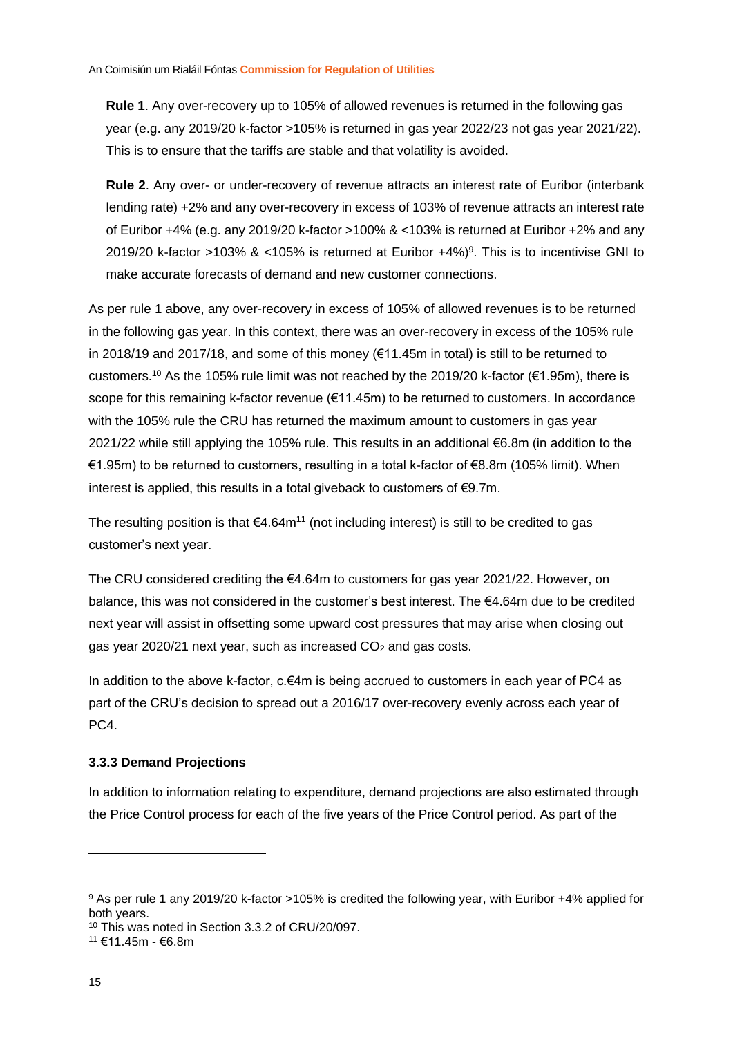**Rule 1**. Any over-recovery up to 105% of allowed revenues is returned in the following gas year (e.g. any 2019/20 k-factor >105% is returned in gas year 2022/23 not gas year 2021/22). This is to ensure that the tariffs are stable and that volatility is avoided.

**Rule 2**. Any over- or under-recovery of revenue attracts an interest rate of Euribor (interbank lending rate) +2% and any over-recovery in excess of 103% of revenue attracts an interest rate of Euribor +4% (e.g. any 2019/20 k-factor >100% & <103% is returned at Euribor +2% and any 2019/20 k-factor >103% & <105% is returned at Euribor +4%)[9]. This is to incentivise GNI to make accurate forecasts of demand and new customer connections.

As per rule 1 above, any over-recovery in excess of 105% of allowed revenues is to be returned in the following gas year. In this context, there was an over-recovery in excess of the 105% rule in 2018/19 and 2017/18, and some of this money (€11.45m in total) is still to be returned to customers.[10] As the 105% rule limit was not reached by the 2019/20 k-factor (€1.95m), there is scope for this remaining k-factor revenue (€11.45m) to be returned to customers. In accordance with the 105% rule the CRU has returned the maximum amount to customers in gas year 2021/22 while still applying the 105% rule. This results in an additional €6.8m (in addition to the €1.95m) to be returned to customers, resulting in a total k-factor of €8.8m (105% limit). When interest is applied, this results in a total giveback to customers of €9.7m.

The resulting position is that €4.64m[11] (not including interest) is still to be credited to gas customer's next year.

The CRU considered crediting the €4.64m to customers for gas year 2021/22. However, on balance, this was not considered in the customer's best interest. The €4.64m due to be credited next year will assist in offsetting some upward cost pressures that may arise when closing out gas year 2020/21 next year, such as increased $CO_2$ and gas costs.

In addition to the above k-factor, c.€4m is being accrued to customers in each year of PC4 as part of the CRU's decision to spread out a 2016/17 over-recovery evenly across each year of PC4.

### 3.3.3 Demand Projections

In addition to information relating to expenditure, demand projections are also estimated through the Price Control process for each of the five years of the Price Control period. As part of the

---

[9] As per rule 1 any 2019/20 k-factor >105% is credited the following year, with Euribor +4% applied for both years.

[10] This was noted in Section 3.3.2 of CRU/20/097.

[11] €11.45m - €6.8m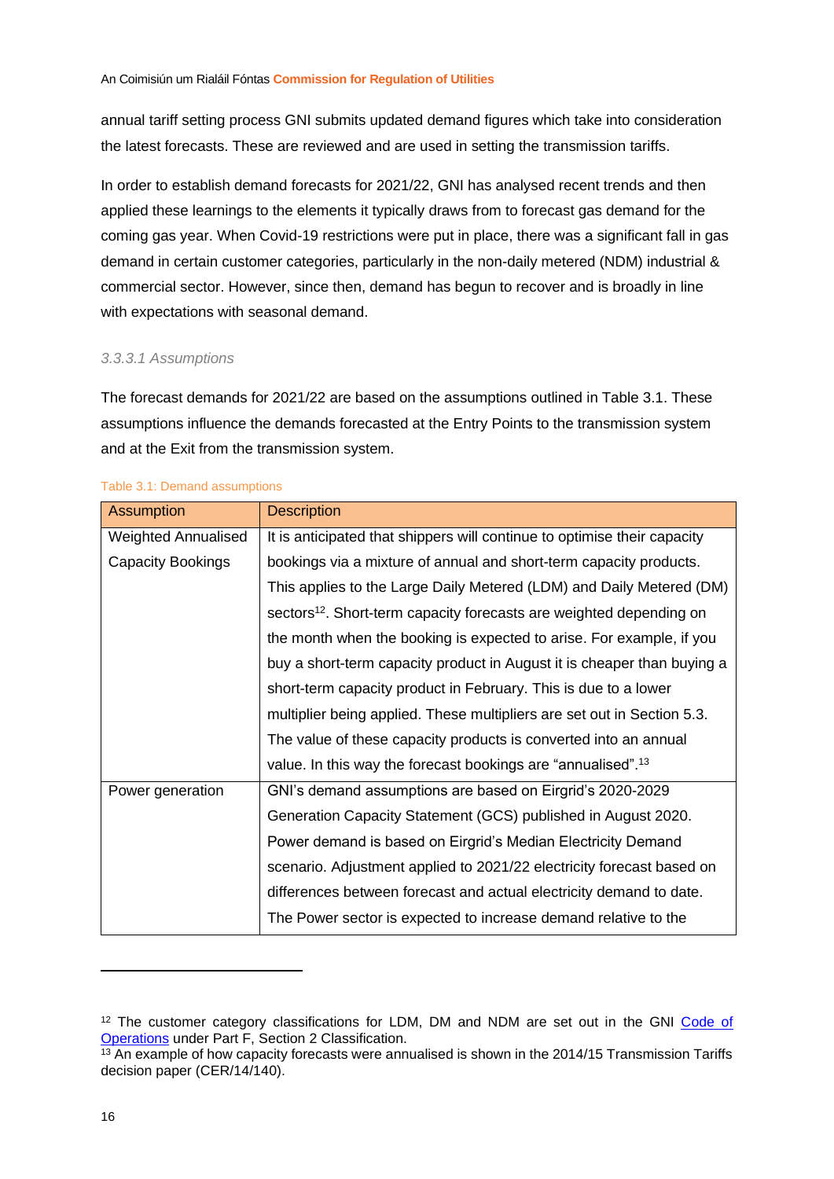annual tariff setting process GNI submits updated demand figures which take into consideration the latest forecasts. These are reviewed and are used in setting the transmission tariffs.

In order to establish demand forecasts for 2021/22, GNI has analysed recent trends and then applied these learnings to the elements it typically draws from to forecast gas demand for the coming gas year. When Covid-19 restrictions were put in place, there was a significant fall in gas demand in certain customer categories, particularly in the non-daily metered (NDM) industrial & commercial sector. However, since then, demand has begun to recover and is broadly in line with expectations with seasonal demand.

#### *3.3.3.1 Assumptions*

The forecast demands for 2021/22 are based on the assumptions outlined in Table 3.1. These assumptions influence the demands forecasted at the Entry Points to the transmission system and at the Exit from the transmission system.

Table 3.1: Demand assumptions

| Assumption | Description |
|---|---|
| Weighted Annualised Capacity Bookings | It is anticipated that shippers will continue to optimise their capacity bookings via a mixture of annual and short-term capacity products. This applies to the Large Daily Metered (LDM) and Daily Metered (DM) sectors[12]. Short-term capacity forecasts are weighted depending on the month when the booking is expected to arise. For example, if you buy a short-term capacity product in August it is cheaper than buying a short-term capacity product in February. This is due to a lower multiplier being applied. These multipliers are set out in Section 5.3. The value of these capacity products is converted into an annual value. In this way the forecast bookings are "annualised".[13] |
| Power generation | GNI's demand assumptions are based on Eirgrid's 2020-2029 Generation Capacity Statement (GCS) published in August 2020. Power demand is based on Eirgrid's Median Electricity Demand scenario. Adjustment applied to 2021/22 electricity forecast based on differences between forecast and actual electricity demand to date. The Power sector is expected to increase demand relative to the |

[12] The customer category classifications for LDM, DM and NDM are set out in the GNI Code of Operations under Part F, Section 2 Classification.

[13] An example of how capacity forecasts were annualised is shown in the 2014/15 Transmission Tariffs decision paper (CER/14/140).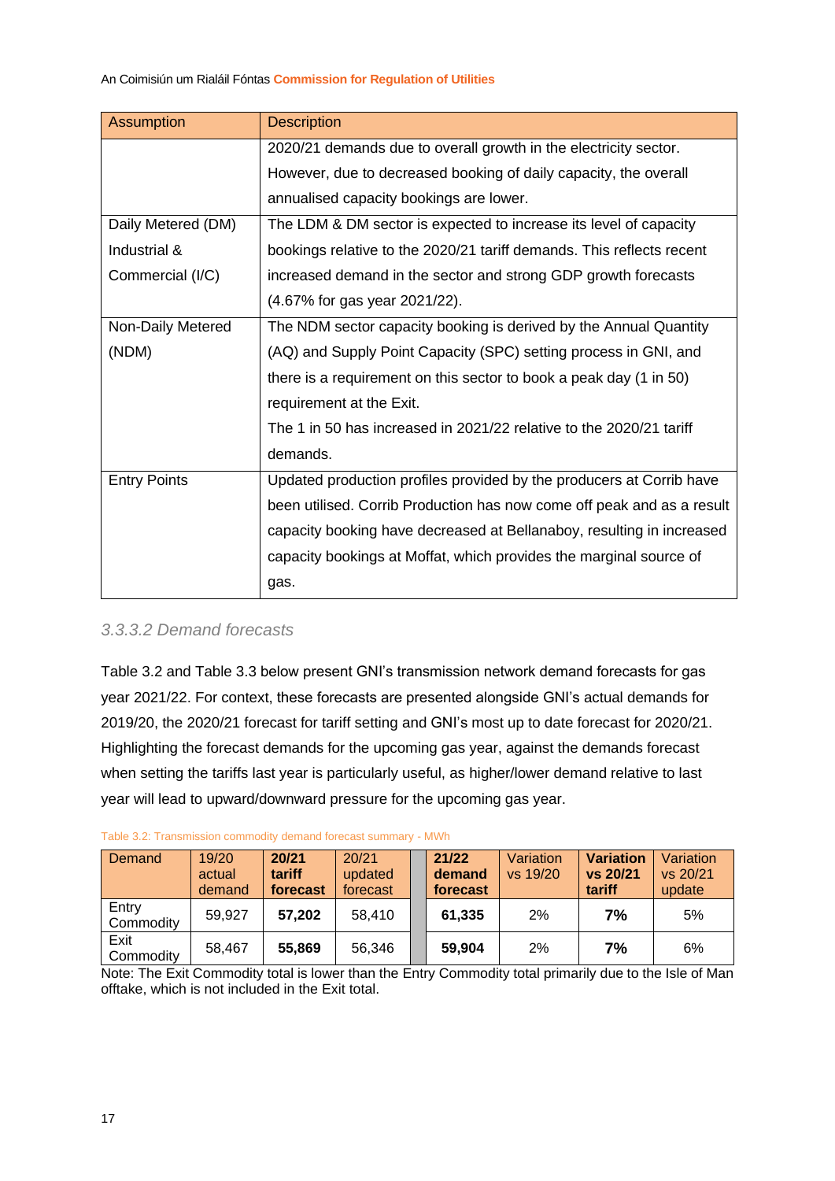| Assumption | Description |
| --- | --- |
| | 2020/21 demands due to overall growth in the electricity sector. However, due to decreased booking of daily capacity, the overall annualised capacity bookings are lower. |
| Daily Metered (DM) Industrial & Commercial (I/C) | The LDM & DM sector is expected to increase its level of capacity bookings relative to the 2020/21 tariff demands. This reflects recent increased demand in the sector and strong GDP growth forecasts (4.67% for gas year 2021/22). |
| Non-Daily Metered (NDM) | The NDM sector capacity booking is derived by the Annual Quantity (AQ) and Supply Point Capacity (SPC) setting process in GNI, and there is a requirement on this sector to book a peak day (1 in 50) requirement at the Exit. The 1 in 50 has increased in 2021/22 relative to the 2020/21 tariff demands. |
| Entry Points | Updated production profiles provided by the producers at Corrib have been utilised. Corrib Production has now come off peak and as a result capacity booking have decreased at Bellanaboy, resulting in increased capacity bookings at Moffat, which provides the marginal source of gas. |

#### *3.3.3.2 Demand forecasts*

Table 3.2 and Table 3.3 below present GNI's transmission network demand forecasts for gas year 2021/22. For context, these forecasts are presented alongside GNI's actual demands for 2019/20, the 2020/21 forecast for tariff setting and GNI's most up to date forecast for 2020/21. Highlighting the forecast demands for the upcoming gas year, against the demands forecast when setting the tariffs last year is particularly useful, as higher/lower demand relative to last year will lead to upward/downward pressure for the upcoming gas year.

Table 3.2: Transmission commodity demand forecast summary - MWh

| Demand | 19/20 actual demand | **20/21 tariff forecast** | 20/21 updated forecast | | **21/22 demand forecast** | Variation vs 19/20 | **Variation vs 20/21 tariff** | Variation vs 20/21 update |
| --- | --- | --- | --- | --- | --- | --- | --- | --- |
| Entry Commodity | 59,927 | **57,202** | 58,410 | | **61,335** | 2% | **7%** | 5% |
| Exit Commodity | 58,467 | **55,869** | 56,346 | | **59,904** | 2% | **7%** | 6% |

Note: The Exit Commodity total is lower than the Entry Commodity total primarily due to the Isle of Man offtake, which is not included in the Exit total.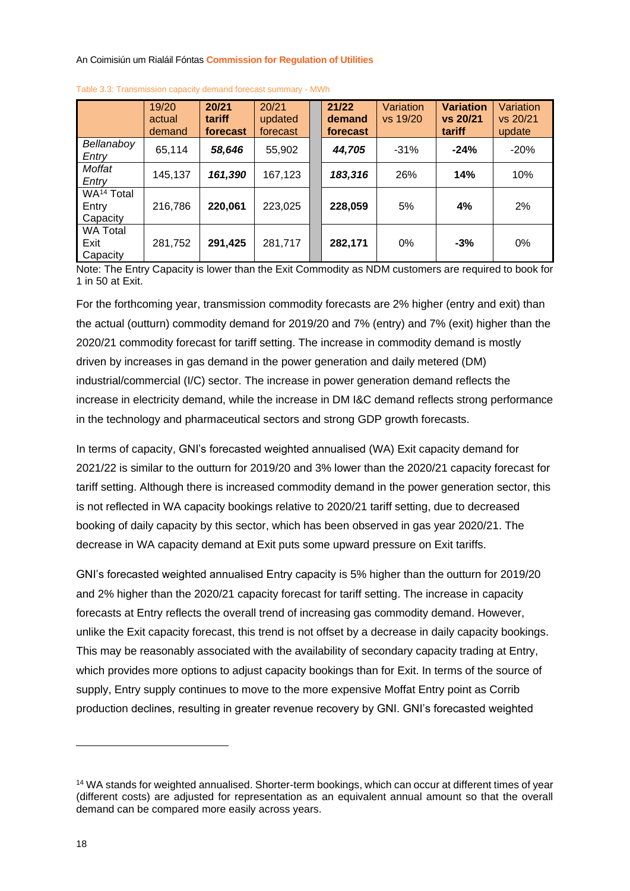Table 3.3: Transmission capacity demand forecast summary - MWh

| | 19/20 actual demand | **20/21 tariff forecast** | 20/21 updated forecast | | **21/22 demand forecast** | Variation vs 19/20 | **Variation vs 20/21 tariff** | Variation vs 20/21 update |
|---|---|---|---|---|---|---|---|---|
| *Bellanaboy Entry* | 65,114 | ***58,646*** | 55,902 | | ***44,705*** | -31% | **-24%** | -20% |
| *Moffat Entry* | 145,137 | ***161,390*** | 167,123 | | ***183,316*** | 26% | **14%** | 10% |
| WA[14] Total Entry Capacity | 216,786 | **220,061** | 223,025 | | **228,059** | 5% | **4%** | 2% |
| WA Total Exit Capacity | 281,752 | **291,425** | 281,717 | | **282,171** | 0% | **-3%** | 0% |

Note: The Entry Capacity is lower than the Exit Commodity as NDM customers are required to book for 1 in 50 at Exit.

For the forthcoming year, transmission commodity forecasts are 2% higher (entry and exit) than the actual (outturn) commodity demand for 2019/20 and 7% (entry) and 7% (exit) higher than the 2020/21 commodity forecast for tariff setting. The increase in commodity demand is mostly driven by increases in gas demand in the power generation and daily metered (DM) industrial/commercial (I/C) sector. The increase in power generation demand reflects the increase in electricity demand, while the increase in DM I&C demand reflects strong performance in the technology and pharmaceutical sectors and strong GDP growth forecasts.

In terms of capacity, GNI's forecasted weighted annualised (WA) Exit capacity demand for 2021/22 is similar to the outturn for 2019/20 and 3% lower than the 2020/21 capacity forecast for tariff setting. Although there is increased commodity demand in the power generation sector, this is not reflected in WA capacity bookings relative to 2020/21 tariff setting, due to decreased booking of daily capacity by this sector, which has been observed in gas year 2020/21. The decrease in WA capacity demand at Exit puts some upward pressure on Exit tariffs.

GNI's forecasted weighted annualised Entry capacity is 5% higher than the outturn for 2019/20 and 2% higher than the 2020/21 capacity forecast for tariff setting. The increase in capacity forecasts at Entry reflects the overall trend of increasing gas commodity demand. However, unlike the Exit capacity forecast, this trend is not offset by a decrease in daily capacity bookings. This may be reasonably associated with the availability of secondary capacity trading at Entry, which provides more options to adjust capacity bookings than for Exit. In terms of the source of supply, Entry supply continues to move to the more expensive Moffat Entry point as Corrib production declines, resulting in greater revenue recovery by GNI. GNI's forecasted weighted

[14] WA stands for weighted annualised. Shorter-term bookings, which can occur at different times of year (different costs) are adjusted for representation as an equivalent annual amount so that the overall demand can be compared more easily across years.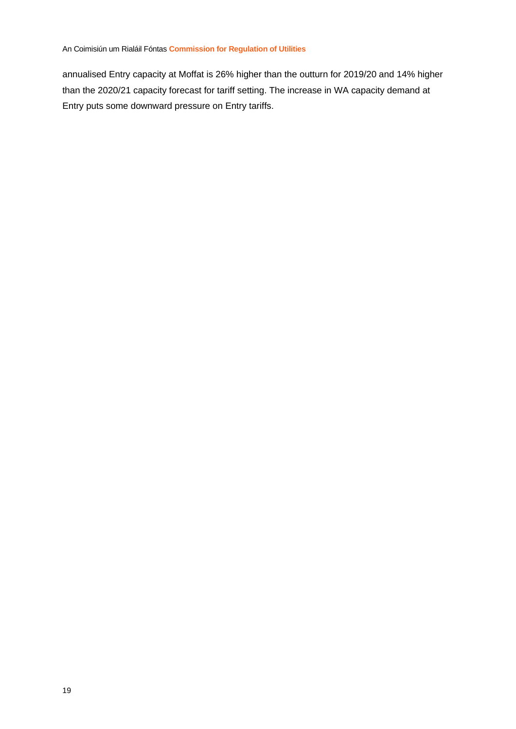annualised Entry capacity at Moffat is 26% higher than the outturn for 2019/20 and 14% higher than the 2020/21 capacity forecast for tariff setting. The increase in WA capacity demand at Entry puts some downward pressure on Entry tariffs.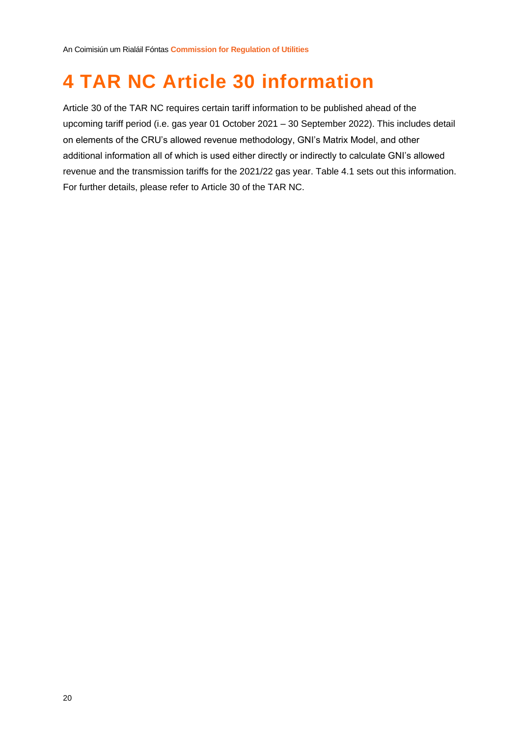# 4 TAR NC Article 30 information

Article 30 of the TAR NC requires certain tariff information to be published ahead of the upcoming tariff period (i.e. gas year 01 October 2021 – 30 September 2022). This includes detail on elements of the CRU's allowed revenue methodology, GNI's Matrix Model, and other additional information all of which is used either directly or indirectly to calculate GNI's allowed revenue and the transmission tariffs for the 2021/22 gas year. Table 4.1 sets out this information. For further details, please refer to Article 30 of the TAR NC.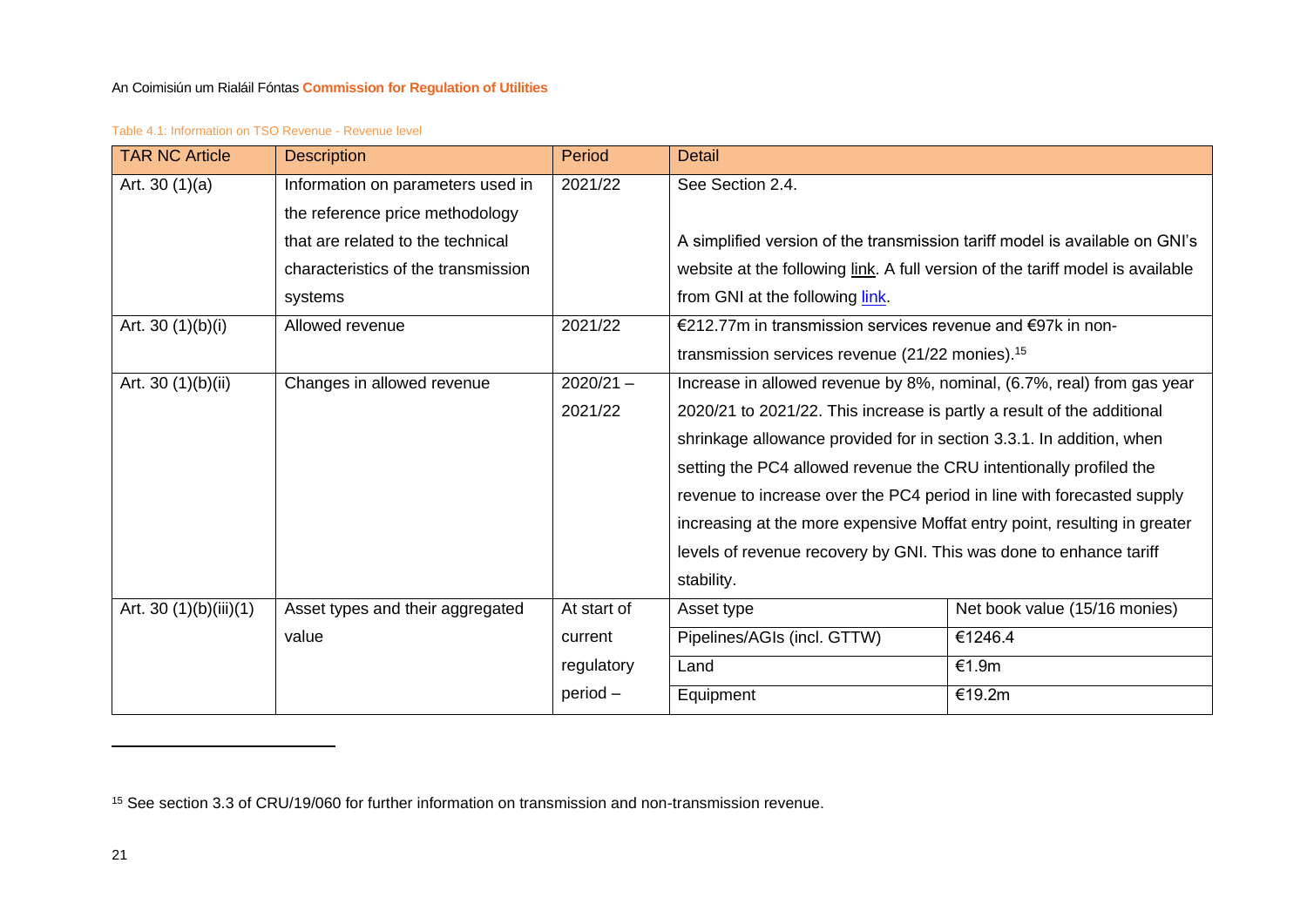Table 4.1: Information on TSO Revenue - Revenue level

| TAR NC Article | Description | Period | Detail | |
|---|---|---|---|---|
| Art. 30 (1)(a) | Information on parameters used in the reference price methodology that are related to the technical characteristics of the transmission systems | 2021/22 | See Section 2.4.<br><br>A simplified version of the transmission tariff model is available on GNI's website at the following link. A full version of the tariff model is available from GNI at the following link. | |
| Art. 30 (1)(b)(i) | Allowed revenue | 2021/22 | €212.77m in transmission services revenue and €97k in non-transmission services revenue (21/22 monies).[15] | |
| Art. 30 (1)(b)(ii) | Changes in allowed revenue | 2020/21 – 2021/22 | Increase in allowed revenue by 8%, nominal, (6.7%, real) from gas year 2020/21 to 2021/22. This increase is partly a result of the additional shrinkage allowance provided for in section 3.3.1. In addition, when setting the PC4 allowed revenue the CRU intentionally profiled the revenue to increase over the PC4 period in line with forecasted supply increasing at the more expensive Moffat entry point, resulting in greater levels of revenue recovery by GNI. This was done to enhance tariff stability. | |
| Art. 30 (1)(b)(iii)(1) | Asset types and their aggregated value | At start of current regulatory period – | Asset type | Net book value (15/16 monies) |
| | | | Pipelines/AGIs (incl. GTTW) | €1246.4 |
| | | | Land | €1.9m |
| | | | Equipment | €19.2m |

[15] See section 3.3 of CRU/19/060 for further information on transmission and non-transmission revenue.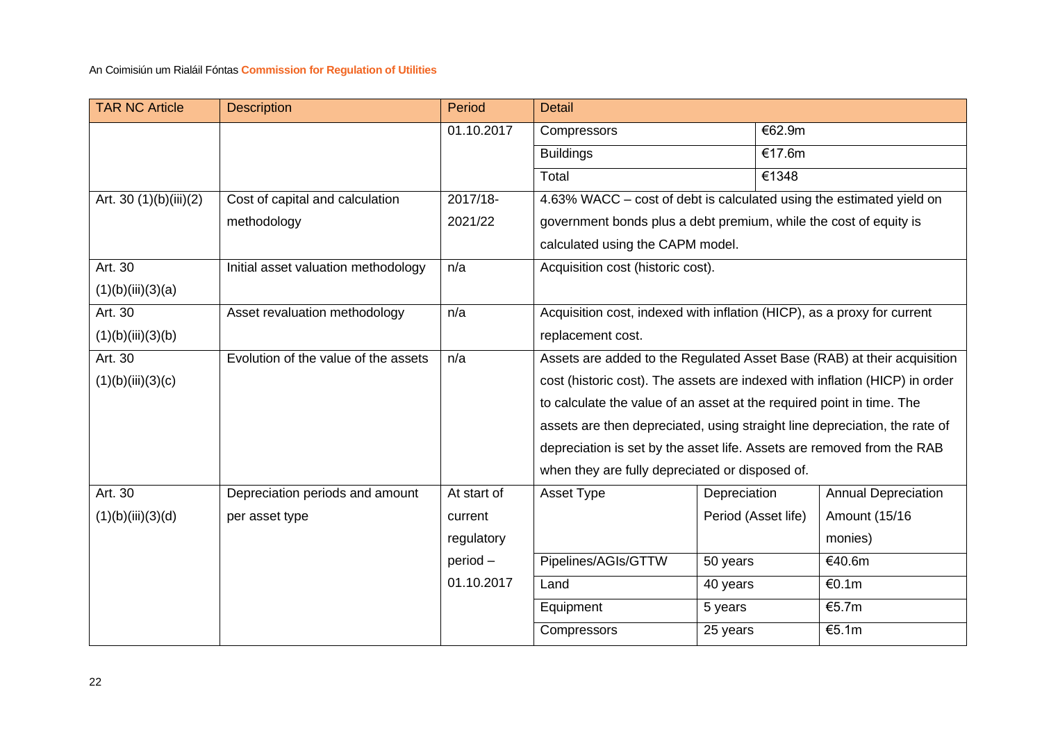| TAR NC Article | Description | Period | Detail | | |
|---|---|---|---|---|---|
| | | 01.10.2017 | Compressors | €62.9m | |
| | | | Buildings | €17.6m | |
| | | | Total | €1348 | |
| Art. 30 (1)(b)(iii)(2) | Cost of capital and calculation methodology | 2017/18-2021/22 | 4.63% WACC – cost of debt is calculated using the estimated yield on government bonds plus a debt premium, while the cost of equity is calculated using the CAPM model. | | |
| Art. 30 (1)(b)(iii)(3)(a) | Initial asset valuation methodology | n/a | Acquisition cost (historic cost). | | |
| Art. 30 (1)(b)(iii)(3)(b) | Asset revaluation methodology | n/a | Acquisition cost, indexed with inflation (HICP), as a proxy for current replacement cost. | | |
| Art. 30 (1)(b)(iii)(3)(c) | Evolution of the value of the assets | n/a | Assets are added to the Regulated Asset Base (RAB) at their acquisition cost (historic cost). The assets are indexed with inflation (HICP) in order to calculate the value of an asset at the required point in time. The assets are then depreciated, using straight line depreciation, the rate of depreciation is set by the asset life. Assets are removed from the RAB when they are fully depreciated or disposed of. | | |
| Art. 30 (1)(b)(iii)(3)(d) | Depreciation periods and amount per asset type | At start of current regulatory period – 01.10.2017 | Asset Type | Depreciation Period (Asset life) | Annual Depreciation Amount (15/16 monies) |
| | | | Pipelines/AGIs/GTTW | 50 years | €40.6m |
| | | | Land | 40 years | €0.1m |
| | | | Equipment | 5 years | €5.7m |
| | | | Compressors | 25 years | €5.1m |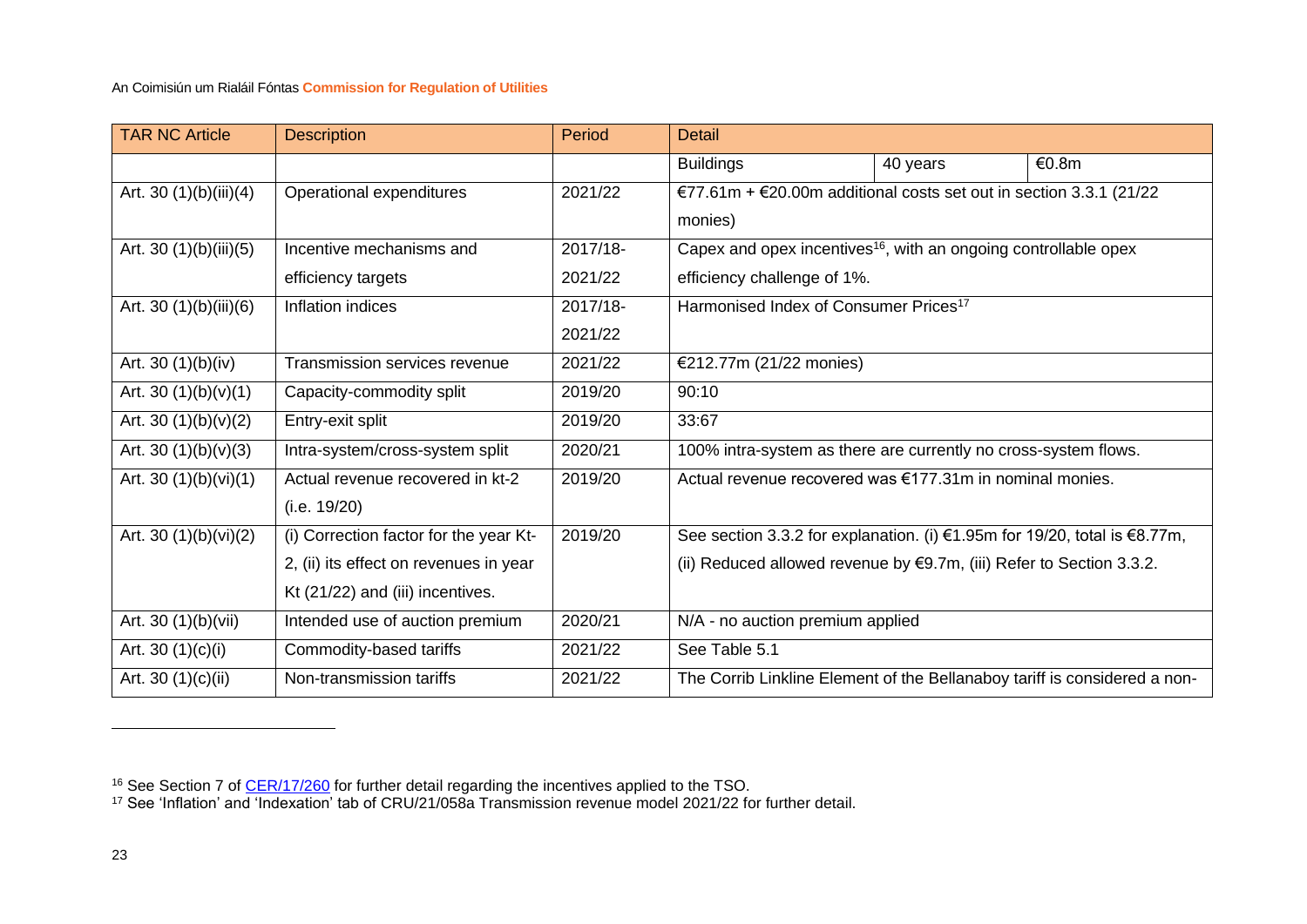| TAR NC Article | Description | Period | Detail | | |
|---|---|---|---|---|---|
| | | | Buildings | 40 years | €0.8m |
| Art. 30 (1)(b)(iii)(4) | Operational expenditures | 2021/22 | €77.61m + €20.00m additional costs set out in section 3.3.1 (21/22 monies) | | |
| Art. 30 (1)(b)(iii)(5) | Incentive mechanisms and efficiency targets | 2017/18-2021/22 | Capex and opex incentives[16], with an ongoing controllable opex efficiency challenge of 1%. | | |
| Art. 30 (1)(b)(iii)(6) | Inflation indices | 2017/18-2021/22 | Harmonised Index of Consumer Prices[17] | | |
| Art. 30 (1)(b)(iv) | Transmission services revenue | 2021/22 | €212.77m (21/22 monies) | | |
| Art. 30 (1)(b)(v)(1) | Capacity-commodity split | 2019/20 | 90:10 | | |
| Art. 30 (1)(b)(v)(2) | Entry-exit split | 2019/20 | 33:67 | | |
| Art. 30 (1)(b)(v)(3) | Intra-system/cross-system split | 2020/21 | 100% intra-system as there are currently no cross-system flows. | | |
| Art. 30 (1)(b)(vi)(1) | Actual revenue recovered in kt-2 (i.e. 19/20) | 2019/20 | Actual revenue recovered was €177.31m in nominal monies. | | |
| Art. 30 (1)(b)(vi)(2) | (i) Correction factor for the year Kt-2, (ii) its effect on revenues in year Kt (21/22) and (iii) incentives. | 2019/20 | See section 3.3.2 for explanation. (i) €1.95m for 19/20, total is €8.77m, (ii) Reduced allowed revenue by €9.7m, (iii) Refer to Section 3.3.2. | | |
| Art. 30 (1)(b)(vii) | Intended use of auction premium | 2020/21 | N/A - no auction premium applied | | |
| Art. 30 (1)(c)(i) | Commodity-based tariffs | 2021/22 | See Table 5.1 | | |
| Art. 30 (1)(c)(ii) | Non-transmission tariffs | 2021/22 | The Corrib Linkline Element of the Bellanaboy tariff is considered a non- | | |

[16] See Section 7 of CER/17/260 for further detail regarding the incentives applied to the TSO.

[17] See 'Inflation' and 'Indexation' tab of CRU/21/058a Transmission revenue model 2021/22 for further detail.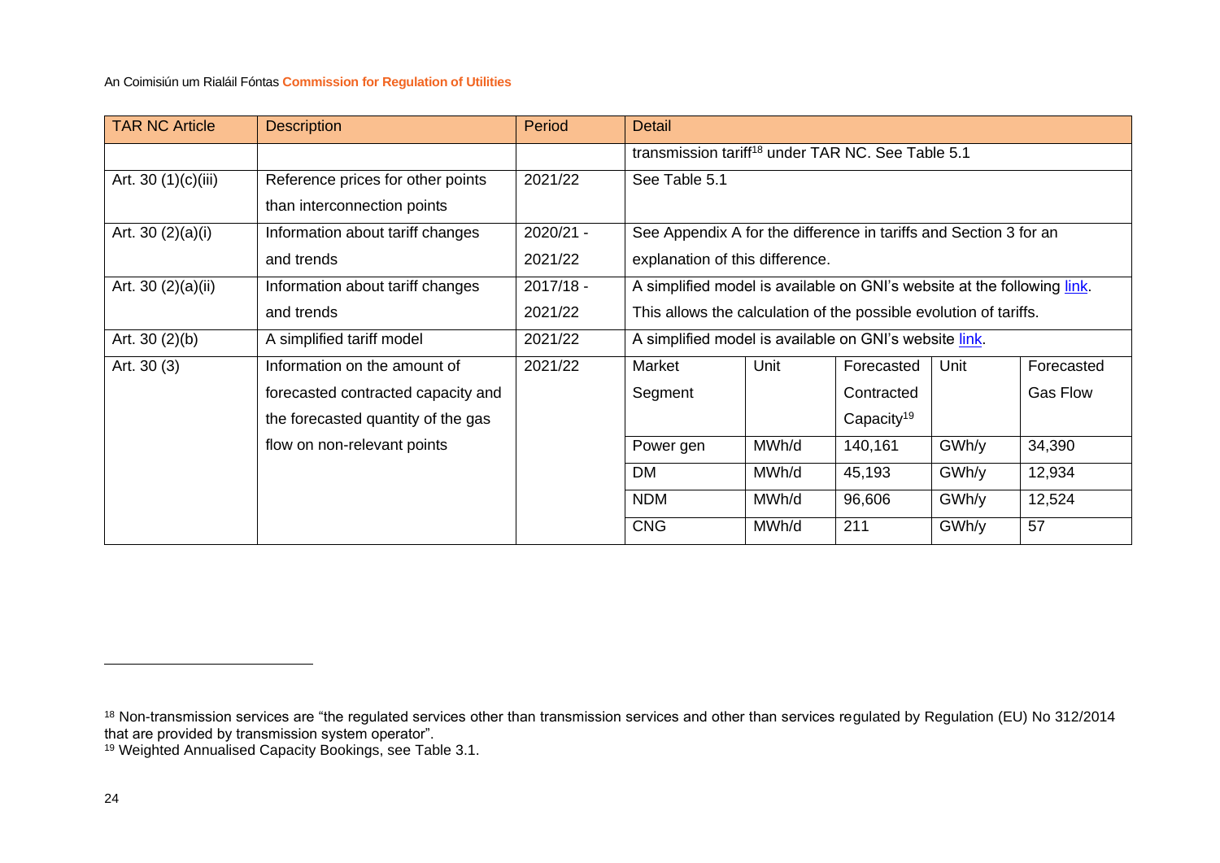| TAR NC Article | Description | Period | Detail | | | | |
|---|---|---|---|---|---|---|---|
| | | | transmission tariff[18] under TAR NC. See Table 5.1 | | | | |
| Art. 30 (1)(c)(iii) | Reference prices for other points than interconnection points | 2021/22 | See Table 5.1 | | | | |
| Art. 30 (2)(a)(i) | Information about tariff changes and trends | 2020/21 - 2021/22 | See Appendix A for the difference in tariffs and Section 3 for an explanation of this difference. | | | | |
| Art. 30 (2)(a)(ii) | Information about tariff changes and trends | 2017/18 - 2021/22 | A simplified model is available on GNI's website at the following link. This allows the calculation of the possible evolution of tariffs. | | | | |
| Art. 30 (2)(b) | A simplified tariff model | 2021/22 | A simplified model is available on GNI's website link. | | | | |
| Art. 30 (3) | Information on the amount of forecasted contracted capacity and the forecasted quantity of the gas flow on non-relevant points | 2021/22 | Market Segment | Unit | Forecasted Contracted Capacity[19] | Unit | Forecasted Gas Flow |
| | | | Power gen | MWh/d | 140,161 | GWh/y | 34,390 |
| | | | DM | MWh/d | 45,193 | GWh/y | 12,934 |
| | | | NDM | MWh/d | 96,606 | GWh/y | 12,524 |
| | | | CNG | MWh/d | 211 | GWh/y | 57 |

[18] Non-transmission services are "the regulated services other than transmission services and other than services regulated by Regulation (EU) No 312/2014 that are provided by transmission system operator".

[19] Weighted Annualised Capacity Bookings, see Table 3.1.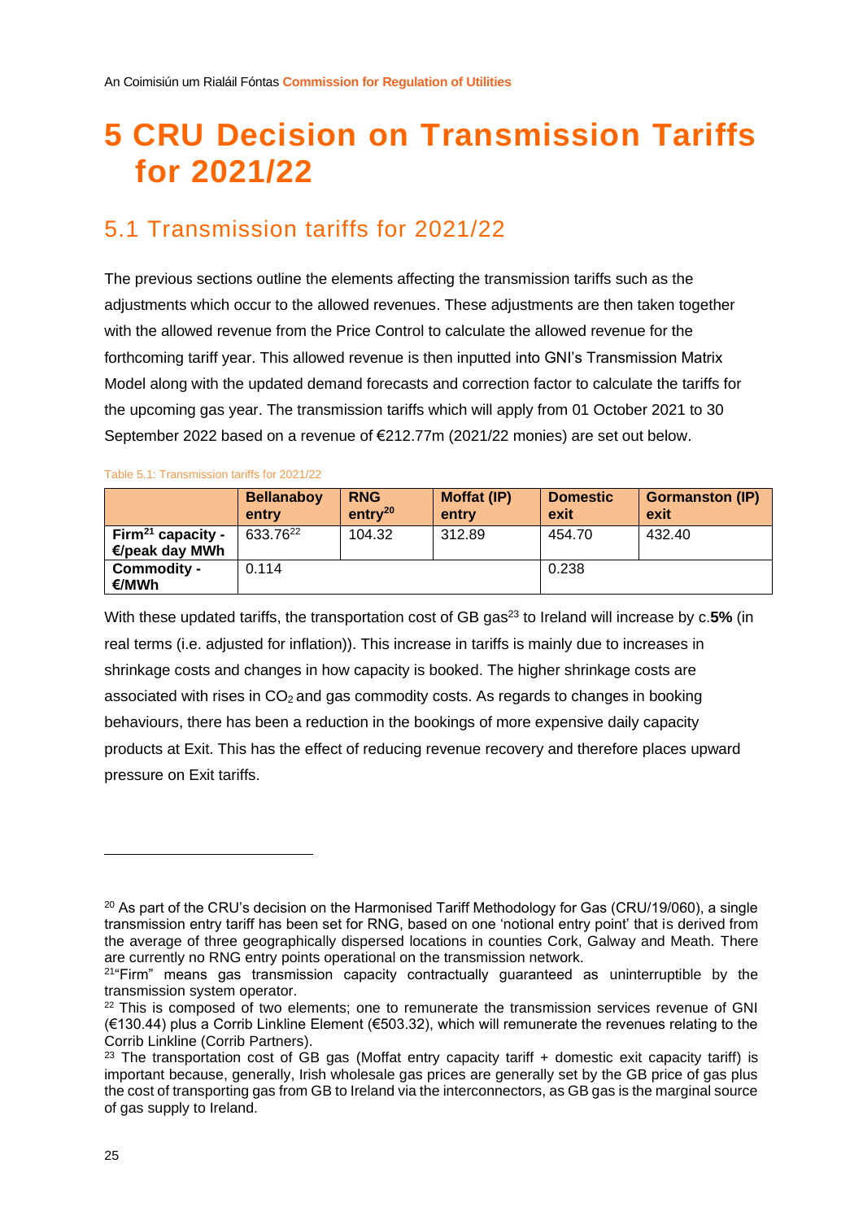# 5 CRU Decision on Transmission Tariffs for 2021/22

## 5.1 Transmission tariffs for 2021/22

The previous sections outline the elements affecting the transmission tariffs such as the adjustments which occur to the allowed revenues. These adjustments are then taken together with the allowed revenue from the Price Control to calculate the allowed revenue for the forthcoming tariff year. This allowed revenue is then inputted into GNI's Transmission Matrix Model along with the updated demand forecasts and correction factor to calculate the tariffs for the upcoming gas year. The transmission tariffs which will apply from 01 October 2021 to 30 September 2022 based on a revenue of €212.77m (2021/22 monies) are set out below.

Table 5.1: Transmission tariffs for 2021/22

| | Bellanaboy entry | RNG entry[20] | Moffat (IP) entry | Domestic exit | Gormanston (IP) exit |
|---|---|---|---|---|---|
| **Firm[21] capacity - €/peak day MWh** | 633.76[22] | 104.32 | 312.89 | 454.70 | 432.40 |
| **Commodity - €/MWh** | 0.114 | | | 0.238 | |

With these updated tariffs, the transportation cost of GB gas[23] to Ireland will increase by c.**5%** (in real terms (i.e. adjusted for inflation)). This increase in tariffs is mainly due to increases in shrinkage costs and changes in how capacity is booked. The higher shrinkage costs are associated with rises in $CO_2$ and gas commodity costs. As regards to changes in booking behaviours, there has been a reduction in the bookings of more expensive daily capacity products at Exit. This has the effect of reducing revenue recovery and therefore places upward pressure on Exit tariffs.

---

[20] As part of the CRU's decision on the Harmonised Tariff Methodology for Gas (CRU/19/060), a single transmission entry tariff has been set for RNG, based on one 'notional entry point' that is derived from the average of three geographically dispersed locations in counties Cork, Galway and Meath. There are currently no RNG entry points operational on the transmission network.

[21] "Firm" means gas transmission capacity contractually guaranteed as uninterruptible by the transmission system operator.

[22] This is composed of two elements; one to remunerate the transmission services revenue of GNI (€130.44) plus a Corrib Linkline Element (€503.32), which will remunerate the revenues relating to the Corrib Linkline (Corrib Partners).

[23] The transportation cost of GB gas (Moffat entry capacity tariff + domestic exit capacity tariff) is important because, generally, Irish wholesale gas prices are generally set by the GB price of gas plus the cost of transporting gas from GB to Ireland via the interconnectors, as GB gas is the marginal source of gas supply to Ireland.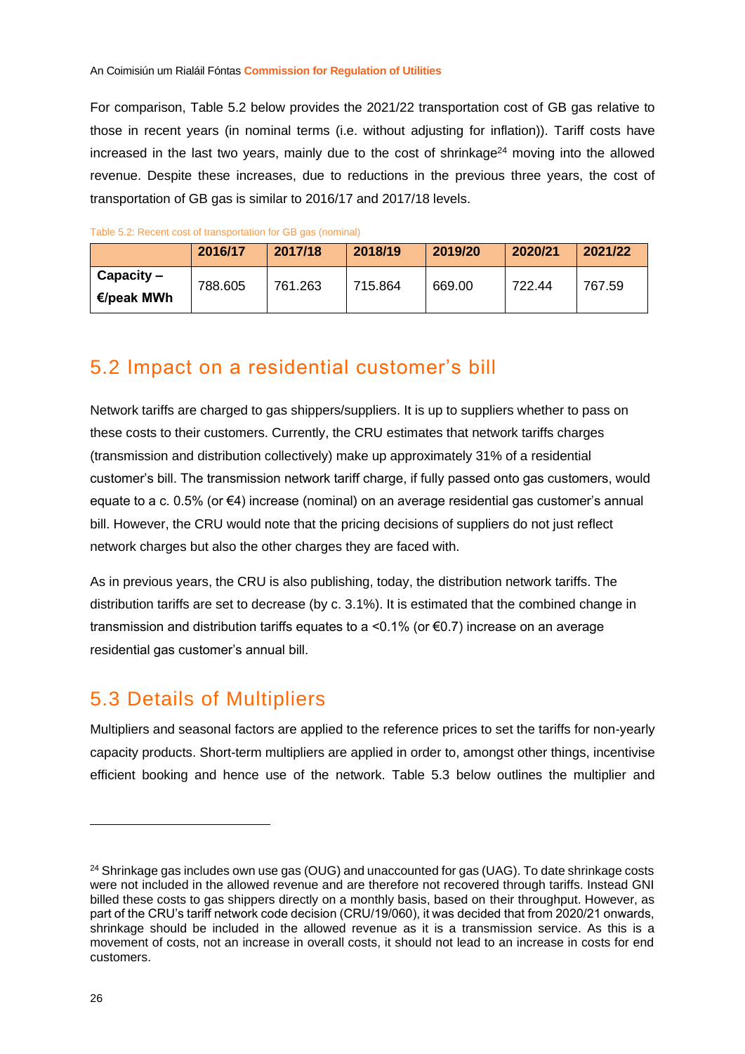For comparison, Table 5.2 below provides the 2021/22 transportation cost of GB gas relative to those in recent years (in nominal terms (i.e. without adjusting for inflation)). Tariff costs have increased in the last two years, mainly due to the cost of shrinkage[24] moving into the allowed revenue. Despite these increases, due to reductions in the previous three years, the cost of transportation of GB gas is similar to 2016/17 and 2017/18 levels.

Table 5.2: Recent cost of transportation for GB gas (nominal)

| | 2016/17 | 2017/18 | 2018/19 | 2019/20 | 2020/21 | 2021/22 |
|---|---|---|---|---|---|---|
| **Capacity – €/peak MWh** | 788.605 | 761.263 | 715.864 | 669.00 | 722.44 | 767.59 |

## 5.2 Impact on a residential customer's bill

Network tariffs are charged to gas shippers/suppliers. It is up to suppliers whether to pass on these costs to their customers. Currently, the CRU estimates that network tariffs charges (transmission and distribution collectively) make up approximately 31% of a residential customer's bill. The transmission network tariff charge, if fully passed onto gas customers, would equate to a c. 0.5% (or €4) increase (nominal) on an average residential gas customer's annual bill. However, the CRU would note that the pricing decisions of suppliers do not just reflect network charges but also the other charges they are faced with.

As in previous years, the CRU is also publishing, today, the distribution network tariffs. The distribution tariffs are set to decrease (by c. 3.1%). It is estimated that the combined change in transmission and distribution tariffs equates to a <0.1% (or €0.7) increase on an average residential gas customer's annual bill.

## 5.3 Details of Multipliers

Multipliers and seasonal factors are applied to the reference prices to set the tariffs for non-yearly capacity products. Short-term multipliers are applied in order to, amongst other things, incentivise efficient booking and hence use of the network. Table 5.3 below outlines the multiplier and

[24] Shrinkage gas includes own use gas (OUG) and unaccounted for gas (UAG). To date shrinkage costs were not included in the allowed revenue and are therefore not recovered through tariffs. Instead GNI billed these costs to gas shippers directly on a monthly basis, based on their throughput. However, as part of the CRU's tariff network code decision (CRU/19/060), it was decided that from 2020/21 onwards, shrinkage should be included in the allowed revenue as it is a transmission service. As this is a movement of costs, not an increase in overall costs, it should not lead to an increase in costs for end customers.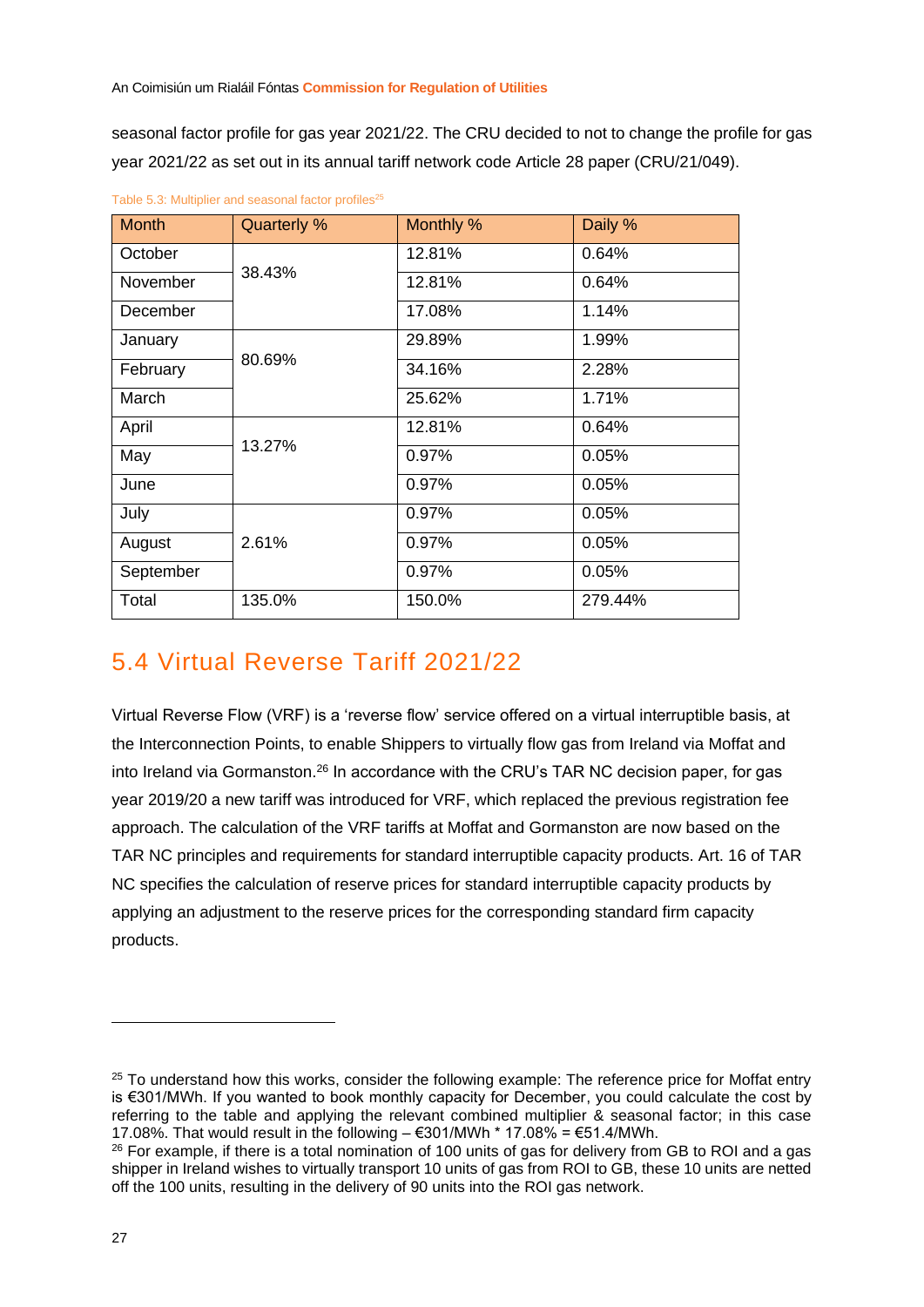seasonal factor profile for gas year 2021/22. The CRU decided to not to change the profile for gas year 2021/22 as set out in its annual tariff network code Article 28 paper (CRU/21/049).

Table 5.3: Multiplier and seasonal factor profiles[25]

| Month | Quarterly % | Monthly % | Daily % |
|---|---|---|---|
| October | 38.43% | 12.81% | 0.64% |
| November | | 12.81% | 0.64% |
| December | | 17.08% | 1.14% |
| January | 80.69% | 29.89% | 1.99% |
| February | | 34.16% | 2.28% |
| March | | 25.62% | 1.71% |
| April | 13.27% | 12.81% | 0.64% |
| May | | 0.97% | 0.05% |
| June | | 0.97% | 0.05% |
| July | 2.61% | 0.97% | 0.05% |
| August | | 0.97% | 0.05% |
| September | | 0.97% | 0.05% |
| Total | 135.0% | 150.0% | 279.44% |

## 5.4 Virtual Reverse Tariff 2021/22

Virtual Reverse Flow (VRF) is a 'reverse flow' service offered on a virtual interruptible basis, at the Interconnection Points, to enable Shippers to virtually flow gas from Ireland via Moffat and into Ireland via Gormanston.[26] In accordance with the CRU's TAR NC decision paper, for gas year 2019/20 a new tariff was introduced for VRF, which replaced the previous registration fee approach. The calculation of the VRF tariffs at Moffat and Gormanston are now based on the TAR NC principles and requirements for standard interruptible capacity products. Art. 16 of TAR NC specifies the calculation of reserve prices for standard interruptible capacity products by applying an adjustment to the reserve prices for the corresponding standard firm capacity products.

---

[25] To understand how this works, consider the following example: The reference price for Moffat entry is €301/MWh. If you wanted to book monthly capacity for December, you could calculate the cost by referring to the table and applying the relevant combined multiplier & seasonal factor; in this case 17.08%. That would result in the following – €301/MWh * 17.08% = €51.4/MWh.

[26] For example, if there is a total nomination of 100 units of gas for delivery from GB to ROI and a gas shipper in Ireland wishes to virtually transport 10 units of gas from ROI to GB, these 10 units are netted off the 100 units, resulting in the delivery of 90 units into the ROI gas network.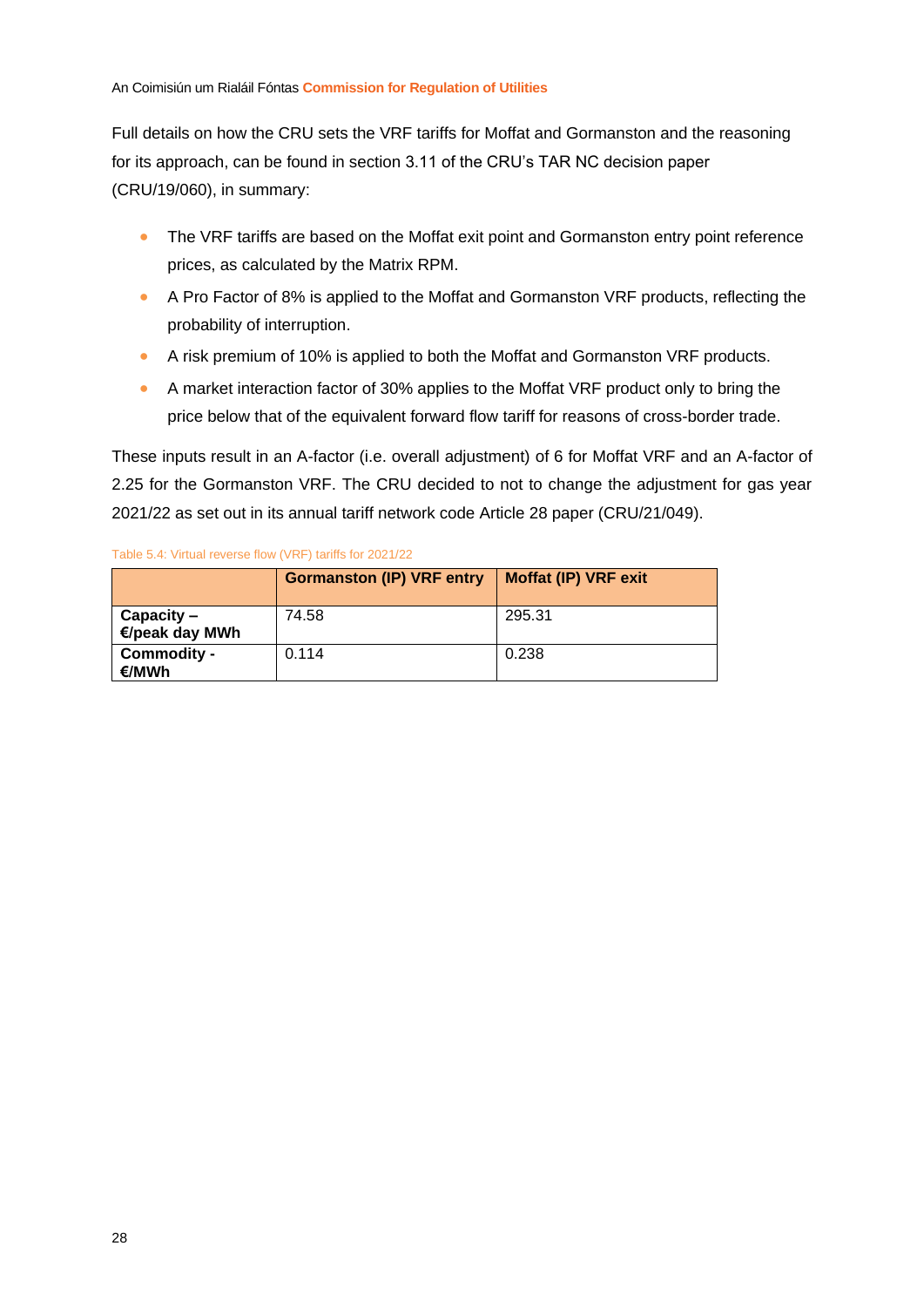Full details on how the CRU sets the VRF tariffs for Moffat and Gormanston and the reasoning for its approach, can be found in section 3.11 of the CRU's TAR NC decision paper (CRU/19/060), in summary:

- The VRF tariffs are based on the Moffat exit point and Gormanston entry point reference prices, as calculated by the Matrix RPM.
- A Pro Factor of 8% is applied to the Moffat and Gormanston VRF products, reflecting the probability of interruption.
- A risk premium of 10% is applied to both the Moffat and Gormanston VRF products.
- A market interaction factor of 30% applies to the Moffat VRF product only to bring the price below that of the equivalent forward flow tariff for reasons of cross-border trade.

These inputs result in an A-factor (i.e. overall adjustment) of 6 for Moffat VRF and an A-factor of 2.25 for the Gormanston VRF. The CRU decided to not to change the adjustment for gas year 2021/22 as set out in its annual tariff network code Article 28 paper (CRU/21/049).

Table 5.4: Virtual reverse flow (VRF) tariffs for 2021/22

| | **Gormanston (IP) VRF entry** | **Moffat (IP) VRF exit** |
|---|---|---|
| **Capacity – €/peak day MWh** | 74.58 | 295.31 |
| **Commodity - €/MWh** | 0.114 | 0.238 |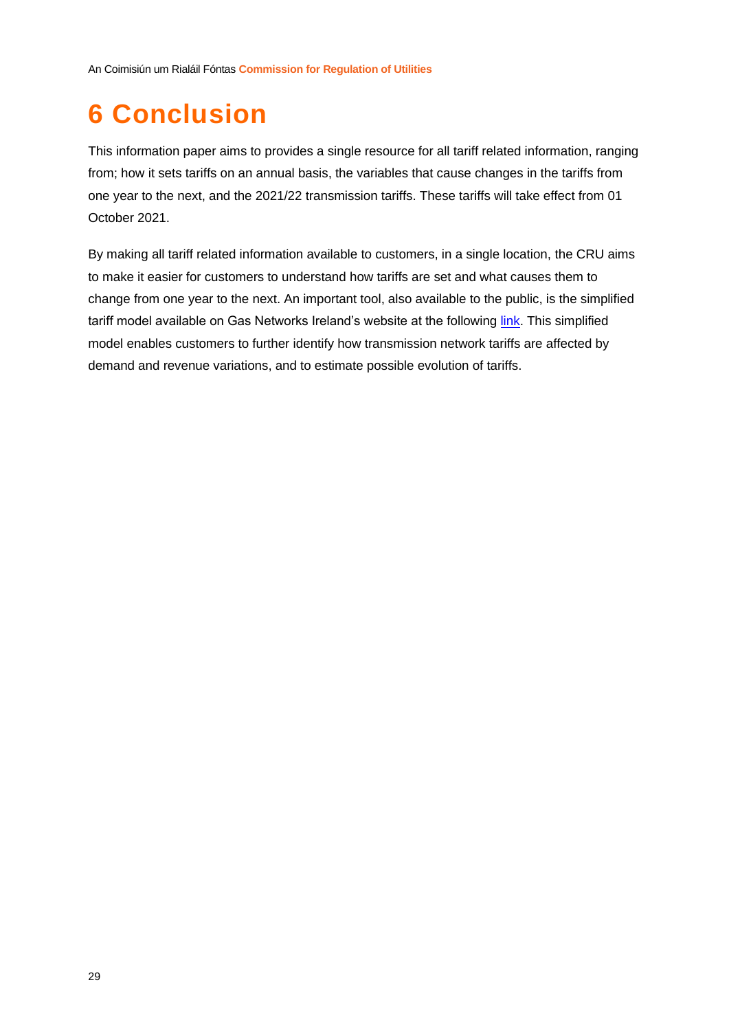# 6 Conclusion

This information paper aims to provides a single resource for all tariff related information, ranging from; how it sets tariffs on an annual basis, the variables that cause changes in the tariffs from one year to the next, and the 2021/22 transmission tariffs. These tariffs will take effect from 01 October 2021.

By making all tariff related information available to customers, in a single location, the CRU aims to make it easier for customers to understand how tariffs are set and what causes them to change from one year to the next. An important tool, also available to the public, is the simplified tariff model available on Gas Networks Ireland's website at the following link. This simplified model enables customers to further identify how transmission network tariffs are affected by demand and revenue variations, and to estimate possible evolution of tariffs.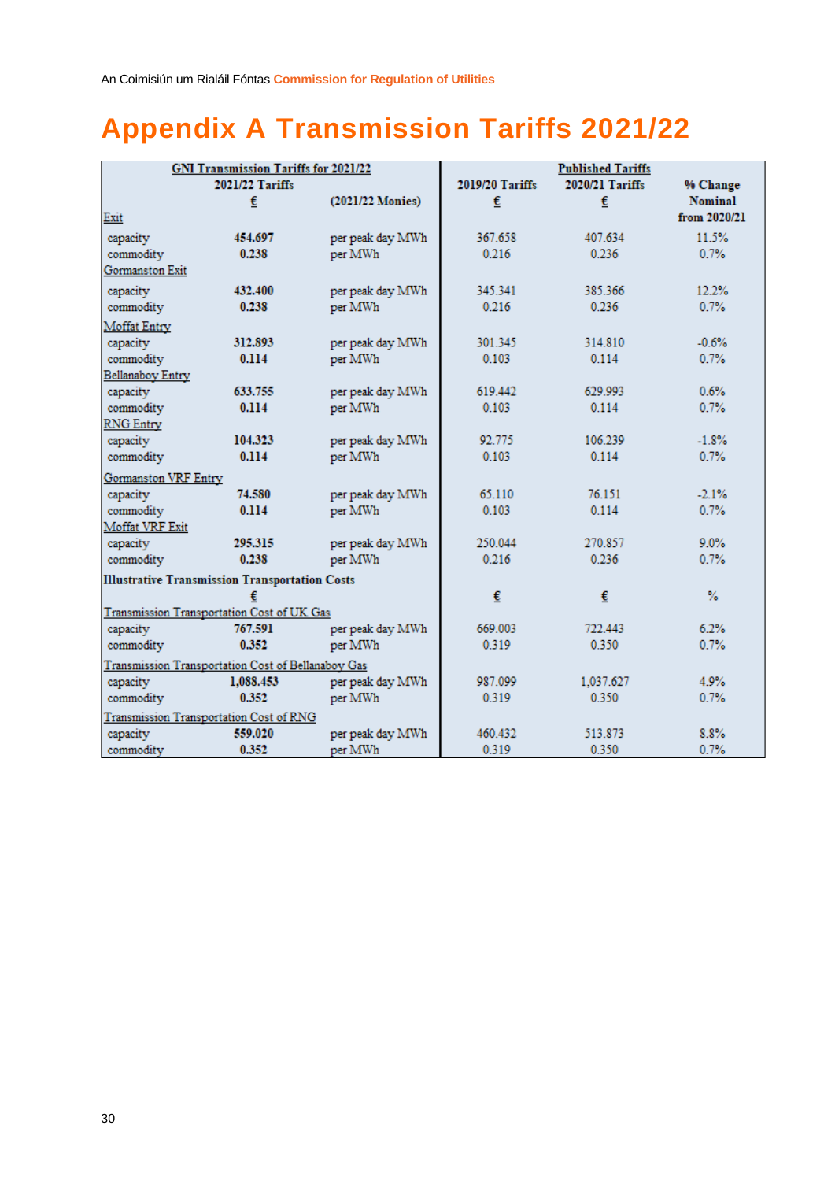# Appendix A Transmission Tariffs 2021/22

| GNI Transmission Tariffs for 2021/22 | 2021/22 Tariffs € | (2021/22 Monies) | 2019/20 Tariffs € | Published Tariffs 2020/21 Tariffs € | % Change Nominal from 2020/21 |
|---|---|---|---|---|---|
| Exit | | | | | |
| capacity | **454.697** | per peak day MWh | 367.658 | 407.634 | 11.5% |
| commodity | **0.238** | per MWh | 0.216 | 0.236 | 0.7% |
| Gormanston Exit | | | | | |
| capacity | **432.400** | per peak day MWh | 345.341 | 385.366 | 12.2% |
| commodity | **0.238** | per MWh | 0.216 | 0.236 | 0.7% |
| Moffat Entry | | | | | |
| capacity | **312.893** | per peak day MWh | 301.345 | 314.810 | -0.6% |
| commodity | **0.114** | per MWh | 0.103 | 0.114 | 0.7% |
| Bellanaboy Entry | | | | | |
| capacity | **633.755** | per peak day MWh | 619.442 | 629.993 | 0.6% |
| commodity | **0.114** | per MWh | 0.103 | 0.114 | 0.7% |
| RNG Entry | | | | | |
| capacity | **104.323** | per peak day MWh | 92.775 | 106.239 | -1.8% |
| commodity | **0.114** | per MWh | 0.103 | 0.114 | 0.7% |
| Gormanston VRF Entry | | | | | |
| capacity | **74.580** | per peak day MWh | 65.110 | 76.151 | -2.1% |
| commodity | **0.114** | per MWh | 0.103 | 0.114 | 0.7% |
| Moffat VRF Exit | | | | | |
| capacity | **295.315** | per peak day MWh | 250.044 | 270.857 | 9.0% |
| commodity | **0.238** | per MWh | 0.216 | 0.236 | 0.7% |
| **Illustrative Transmission Transportation Costs** | € | | € | € | % |
| Transmission Transportation Cost of UK Gas | | | | | |
| capacity | **767.591** | per peak day MWh | 669.003 | 722.443 | 6.2% |
| commodity | **0.352** | per MWh | 0.319 | 0.350 | 0.7% |
| Transmission Transportation Cost of Bellanaboy Gas | | | | | |
| capacity | **1,088.453** | per peak day MWh | 987.099 | 1,037.627 | 4.9% |
| commodity | **0.352** | per MWh | 0.319 | 0.350 | 0.7% |
| Transmission Transportation Cost of RNG | | | | | |
| capacity | **559.020** | per peak day MWh | 460.432 | 513.873 | 8.8% |
| commodity | **0.352** | per MWh | 0.319 | 0.350 | 0.7% |